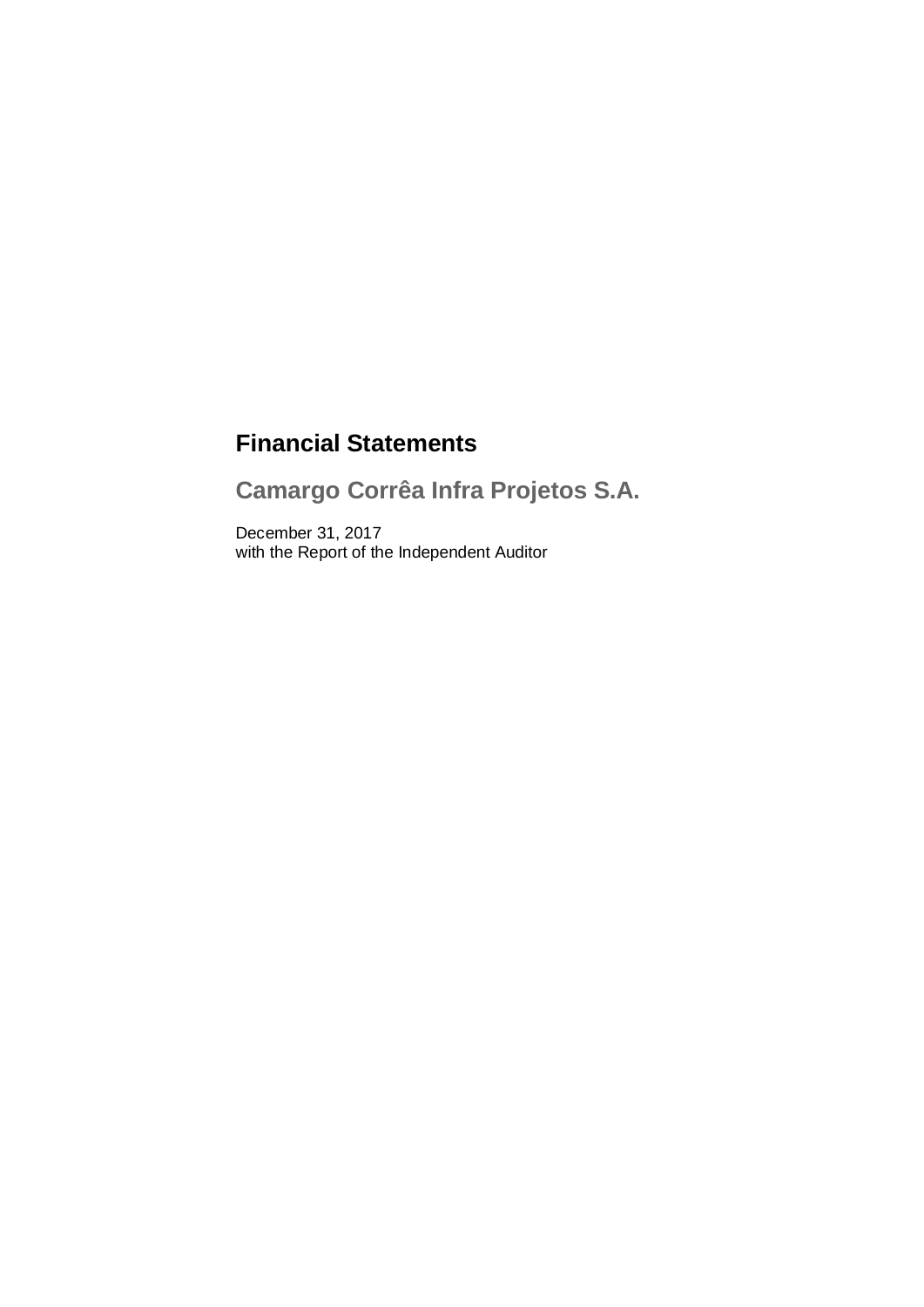# Financial Statements

## Camargo Corrêa Infra Projetos S.A.

December 31, 2017
with the Report of the Independent Auditor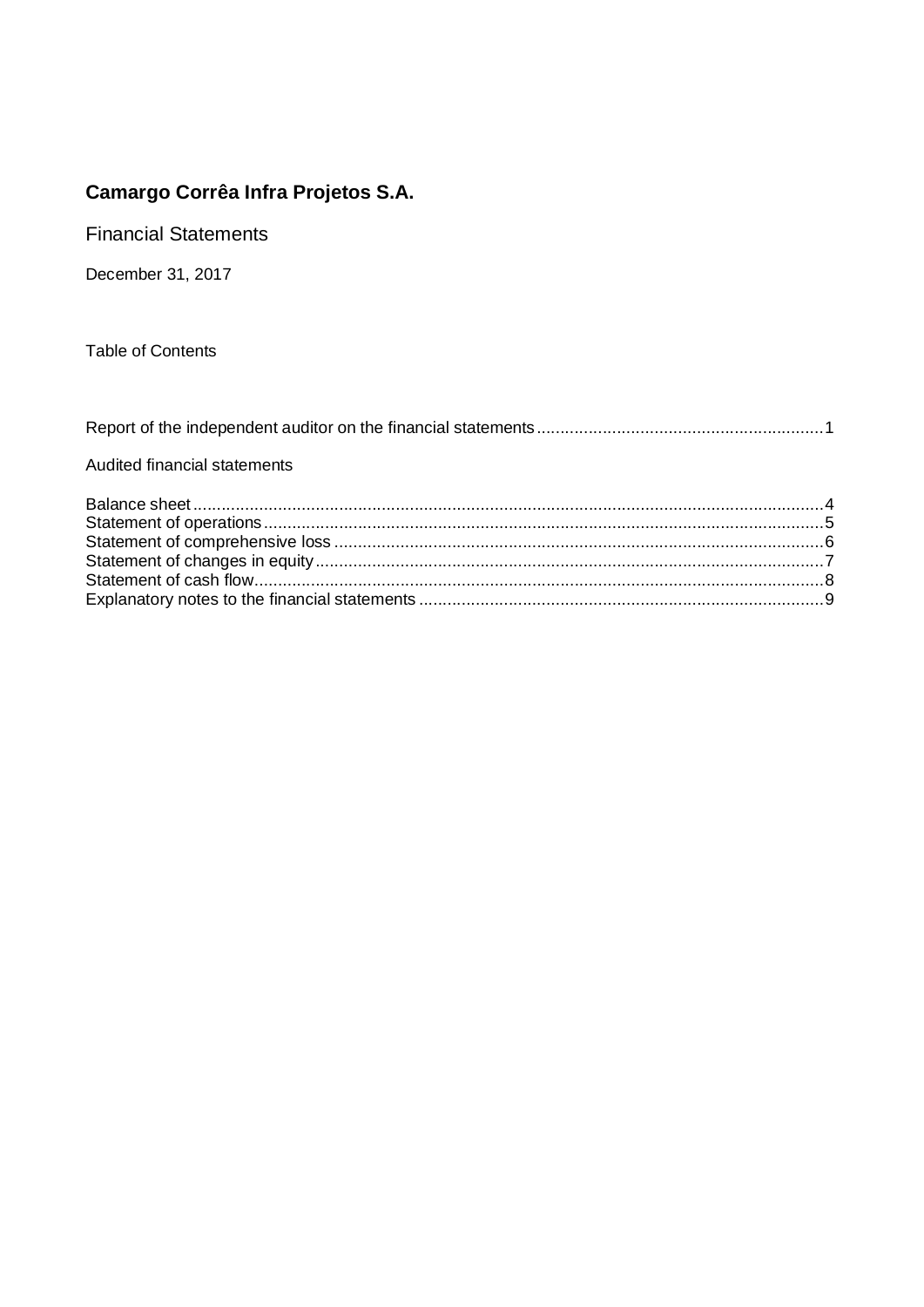# Camargo Corrêa Infra Projetos S.A.

Financial Statements

December 31, 2017

Table of Contents

Report of the independent auditor on the financial statements ........................................ 1

Audited financial statements

Balance sheet ........................................ 4
Statement of operations ........................................ 5
Statement of comprehensive loss ........................................ 6
Statement of changes in equity ........................................ 7
Statement of cash flow ........................................ 8
Explanatory notes to the financial statements ........................................ 9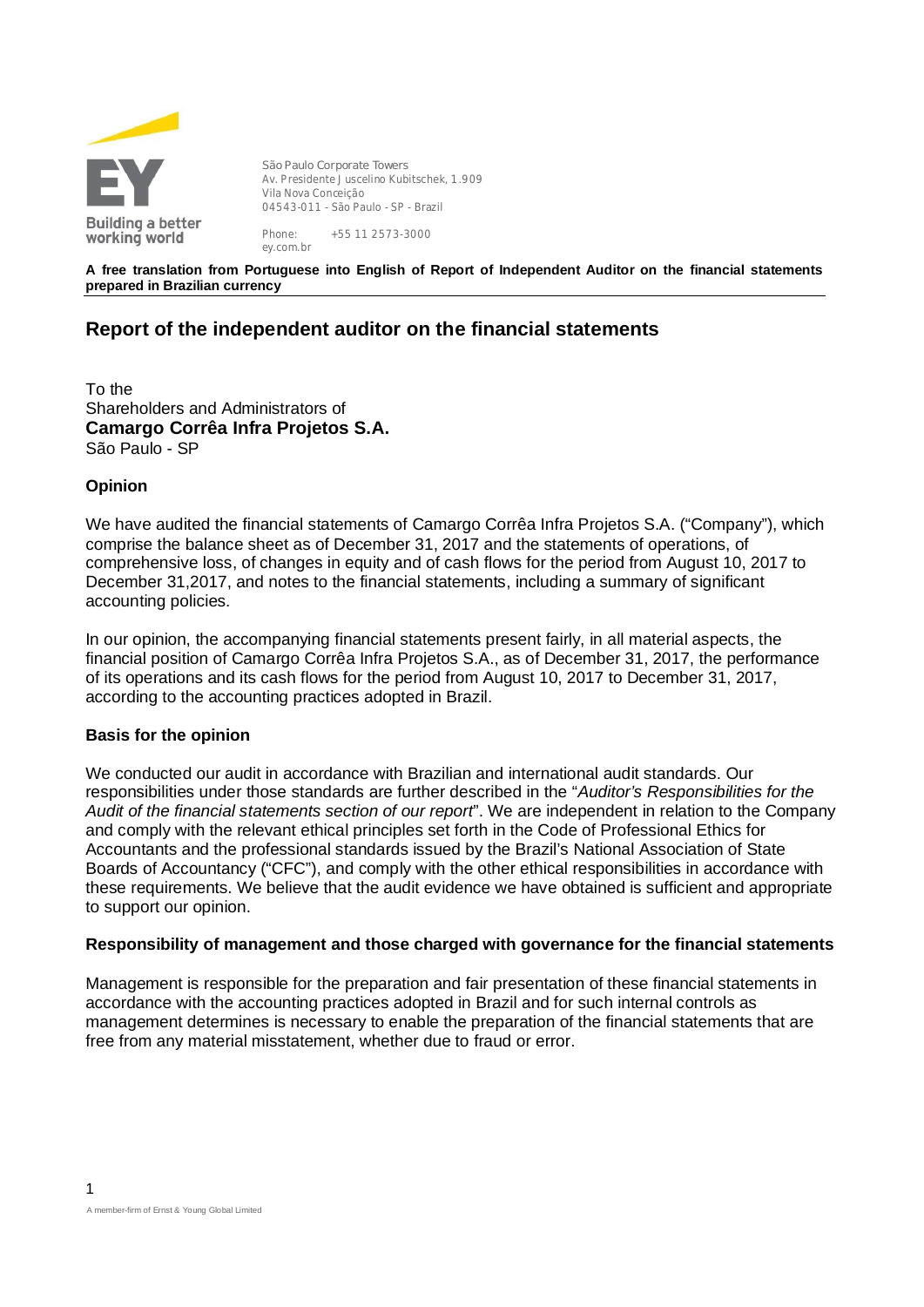São Paulo Corporate Towers
Av. Presidente Juscelino Kubitschek, 1.909
Vila Nova Conceição
04543-011 - São Paulo - SP - Brazil

Phone: +55 11 2573-3000
ey.com.br

**A free translation from Portuguese into English of Report of Independent Auditor on the financial statements prepared in Brazilian currency**

## Report of the independent auditor on the financial statements

To the
Shareholders and Administrators of
**Camargo Corrêa Infra Projetos S.A.**
São Paulo - SP

### Opinion

We have audited the financial statements of Camargo Corrêa Infra Projetos S.A. ("Company"), which comprise the balance sheet as of December 31, 2017 and the statements of operations, of comprehensive loss, of changes in equity and of cash flows for the period from August 10, 2017 to December 31,2017, and notes to the financial statements, including a summary of significant accounting policies.

In our opinion, the accompanying financial statements present fairly, in all material aspects, the financial position of Camargo Corrêa Infra Projetos S.A., as of December 31, 2017, the performance of its operations and its cash flows for the period from August 10, 2017 to December 31, 2017, according to the accounting practices adopted in Brazil.

### Basis for the opinion

We conducted our audit in accordance with Brazilian and international audit standards. Our responsibilities under those standards are further described in the "*Auditor's Responsibilities for the Audit of the financial statements section of our report*". We are independent in relation to the Company and comply with the relevant ethical principles set forth in the Code of Professional Ethics for Accountants and the professional standards issued by the Brazil's National Association of State Boards of Accountancy ("CFC"), and comply with the other ethical responsibilities in accordance with these requirements. We believe that the audit evidence we have obtained is sufficient and appropriate to support our opinion.

### Responsibility of management and those charged with governance for the financial statements

Management is responsible for the preparation and fair presentation of these financial statements in accordance with the accounting practices adopted in Brazil and for such internal controls as management determines is necessary to enable the preparation of the financial statements that are free from any material misstatement, whether due to fraud or error.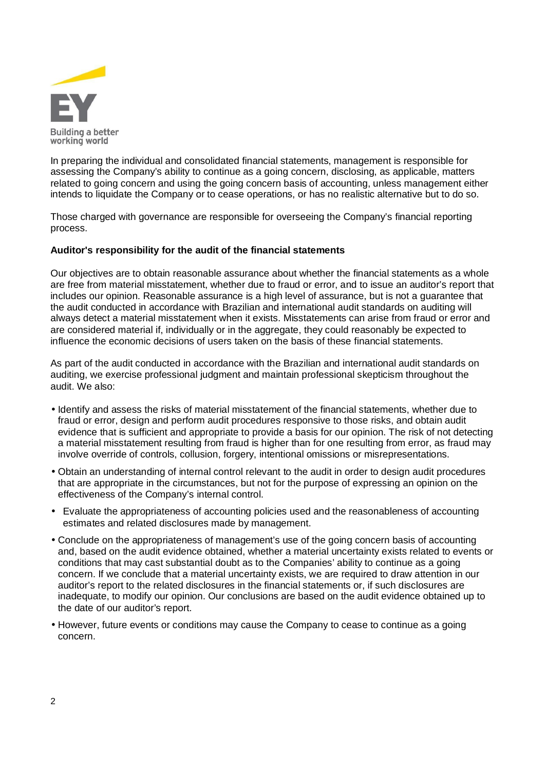In preparing the individual and consolidated financial statements, management is responsible for assessing the Company's ability to continue as a going concern, disclosing, as applicable, matters related to going concern and using the going concern basis of accounting, unless management either intends to liquidate the Company or to cease operations, or has no realistic alternative but to do so.

Those charged with governance are responsible for overseeing the Company's financial reporting process.

**Auditor's responsibility for the audit of the financial statements**

Our objectives are to obtain reasonable assurance about whether the financial statements as a whole are free from material misstatement, whether due to fraud or error, and to issue an auditor's report that includes our opinion. Reasonable assurance is a high level of assurance, but is not a guarantee that the audit conducted in accordance with Brazilian and international audit standards on auditing will always detect a material misstatement when it exists. Misstatements can arise from fraud or error and are considered material if, individually or in the aggregate, they could reasonably be expected to influence the economic decisions of users taken on the basis of these financial statements.

As part of the audit conducted in accordance with the Brazilian and international audit standards on auditing, we exercise professional judgment and maintain professional skepticism throughout the audit. We also:

- Identify and assess the risks of material misstatement of the financial statements, whether due to fraud or error, design and perform audit procedures responsive to those risks, and obtain audit evidence that is sufficient and appropriate to provide a basis for our opinion. The risk of not detecting a material misstatement resulting from fraud is higher than for one resulting from error, as fraud may involve override of controls, collusion, forgery, intentional omissions or misrepresentations.
- Obtain an understanding of internal control relevant to the audit in order to design audit procedures that are appropriate in the circumstances, but not for the purpose of expressing an opinion on the effectiveness of the Company's internal control.
- Evaluate the appropriateness of accounting policies used and the reasonableness of accounting estimates and related disclosures made by management.
- Conclude on the appropriateness of management's use of the going concern basis of accounting and, based on the audit evidence obtained, whether a material uncertainty exists related to events or conditions that may cast substantial doubt as to the Companies' ability to continue as a going concern. If we conclude that a material uncertainty exists, we are required to draw attention in our auditor's report to the related disclosures in the financial statements or, if such disclosures are inadequate, to modify our opinion. Our conclusions are based on the audit evidence obtained up to the date of our auditor's report.
- However, future events or conditions may cause the Company to cease to continue as a going concern.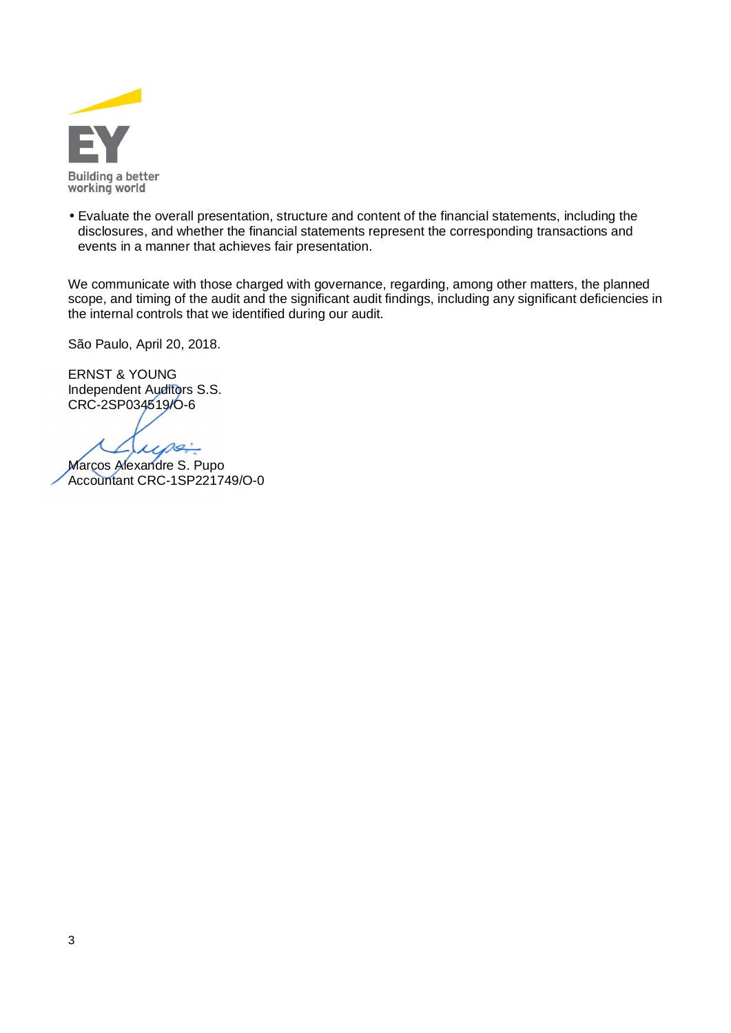- Evaluate the overall presentation, structure and content of the financial statements, including the disclosures, and whether the financial statements represent the corresponding transactions and events in a manner that achieves fair presentation.

We communicate with those charged with governance, regarding, among other matters, the planned scope, and timing of the audit and the significant audit findings, including any significant deficiencies in the internal controls that we identified during our audit.

São Paulo, April 20, 2018.

ERNST & YOUNG
Independent Auditors S.S.
CRC-2SP034519/O-6

Marcos Alexandre S. Pupo
Accountant CRC-1SP221749/O-0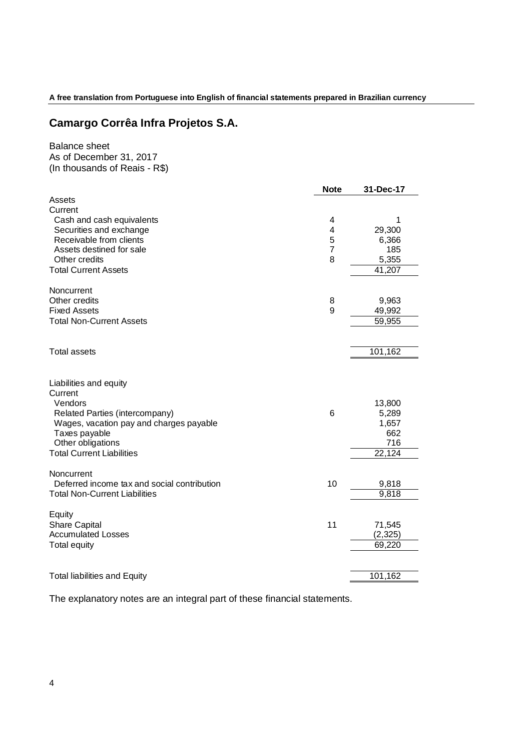**A free translation from Portuguese into English of financial statements prepared in Brazilian currency**

## Camargo Corrêa Infra Projetos S.A.

Balance sheet
As of December 31, 2017
(In thousands of Reais - R$)

| | Note | 31-Dec-17 |
|---|---|---|
| Assets | | |
| Current | | |
| Cash and cash equivalents | 4 | 1 |
| Securities and exchange | 4 | 29,300 |
| Receivable from clients | 5 | 6,366 |
| Assets destined for sale | 7 | 185 |
| Other credits | 8 | 5,355 |
| Total Current Assets | | 41,207 |
| | | |
| Noncurrent | | |
| Other credits | 8 | 9,963 |
| Fixed Assets | 9 | 49,992 |
| Total Non-Current Assets | | 59,955 |
| | | |
| Total assets | | 101,162 |
| | | |
| Liabilities and equity | | |
| Current | | |
| Vendors | | 13,800 |
| Related Parties (intercompany) | 6 | 5,289 |
| Wages, vacation pay and charges payable | | 1,657 |
| Taxes payable | | 662 |
| Other obligations | | 716 |
| Total Current Liabilities | | 22,124 |
| | | |
| Noncurrent | | |
| Deferred income tax and social contribution | 10 | 9,818 |
| Total Non-Current Liabilities | | 9,818 |
| | | |
| Equity | | |
| Share Capital | 11 | 71,545 |
| Accumulated Losses | | (2,325) |
| Total equity | | 69,220 |
| | | |
| Total liabilities and Equity | | 101,162 |

The explanatory notes are an integral part of these financial statements.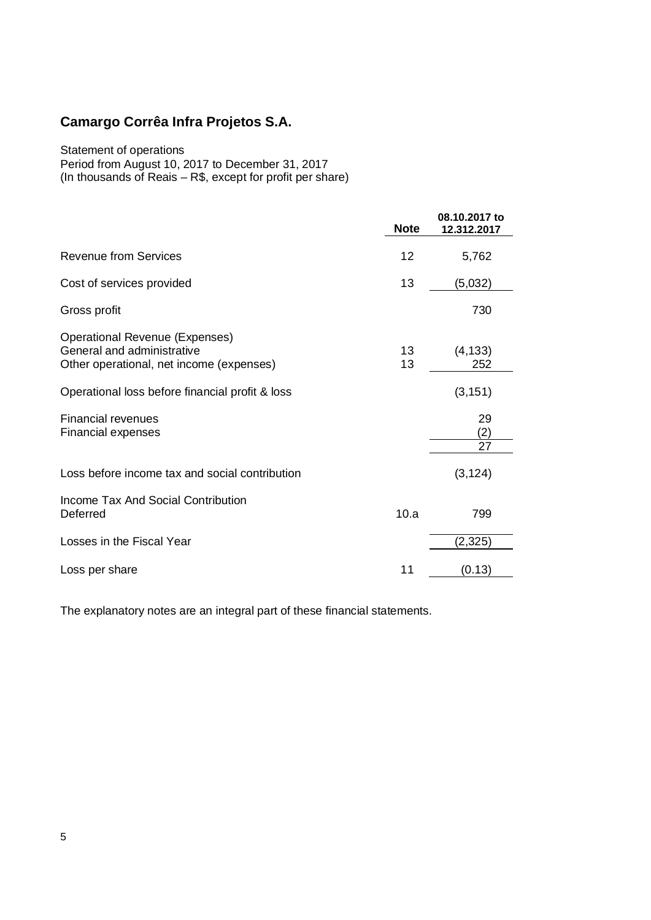## Camargo Corrêa Infra Projetos S.A.

Statement of operations
Period from August 10, 2017 to December 31, 2017
(In thousands of Reais – R$, except for profit per share)

| | Note | 08.10.2017 to 12.312.2017 |
|---|---|---|
| Revenue from Services | 12 | 5,762 |
| Cost of services provided | 13 | (5,032) |
| Gross profit | | 730 |
| Operational Revenue (Expenses) | | |
| General and administrative | 13 | (4,133) |
| Other operational, net income (expenses) | 13 | 252 |
| Operational loss before financial profit & loss | | (3,151) |
| Financial revenues | | 29 |
| Financial expenses | | (2) |
| | | 27 |
| Loss before income tax and social contribution | | (3,124) |
| Income Tax And Social Contribution | | |
| Deferred | 10.a | 799 |
| Losses in the Fiscal Year | | (2,325) |
| Loss per share | 11 | (0.13) |

The explanatory notes are an integral part of these financial statements.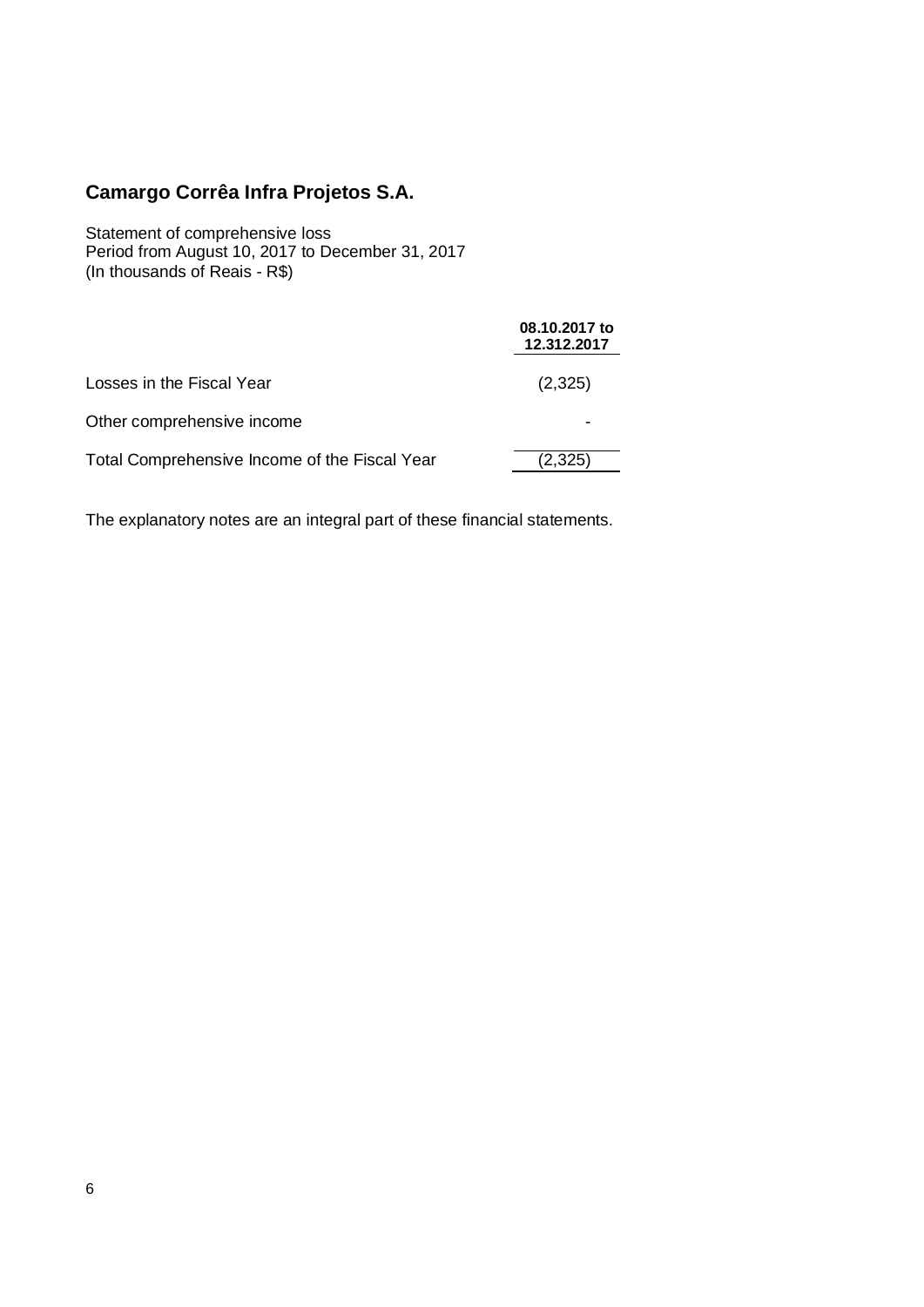## Camargo Corrêa Infra Projetos S.A.

Statement of comprehensive loss
Period from August 10, 2017 to December 31, 2017
(In thousands of Reais - R$)

| | 08.10.2017 to 12.312.2017 |
|---|---|
| Losses in the Fiscal Year | (2,325) |
| Other comprehensive income | - |
| Total Comprehensive Income of the Fiscal Year | (2,325) |

The explanatory notes are an integral part of these financial statements.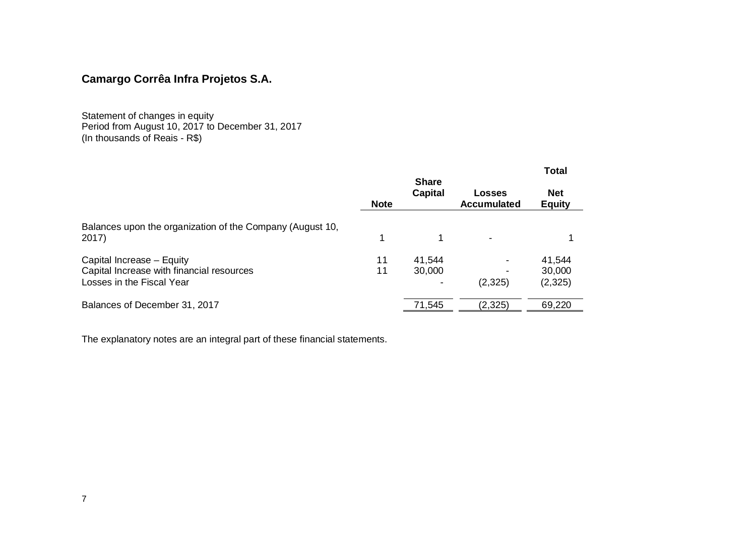# Camargo Corrêa Infra Projetos S.A.

Statement of changes in equity
Period from August 10, 2017 to December 31, 2017
(In thousands of Reais - R$)

| | Note | Share Capital | Losses Accumulated | Total Net Equity |
|---|---|---|---|---|
| Balances upon the organization of the Company (August 10, 2017) | 1 | 1 | - | 1 |
| Capital Increase – Equity | 11 | 41,544 | - | 41,544 |
| Capital Increase with financial resources | 11 | 30,000 | - | 30,000 |
| Losses in the Fiscal Year | | - | (2,325) | (2,325) |
| Balances of December 31, 2017 | | 71,545 | (2,325) | 69,220 |

The explanatory notes are an integral part of these financial statements.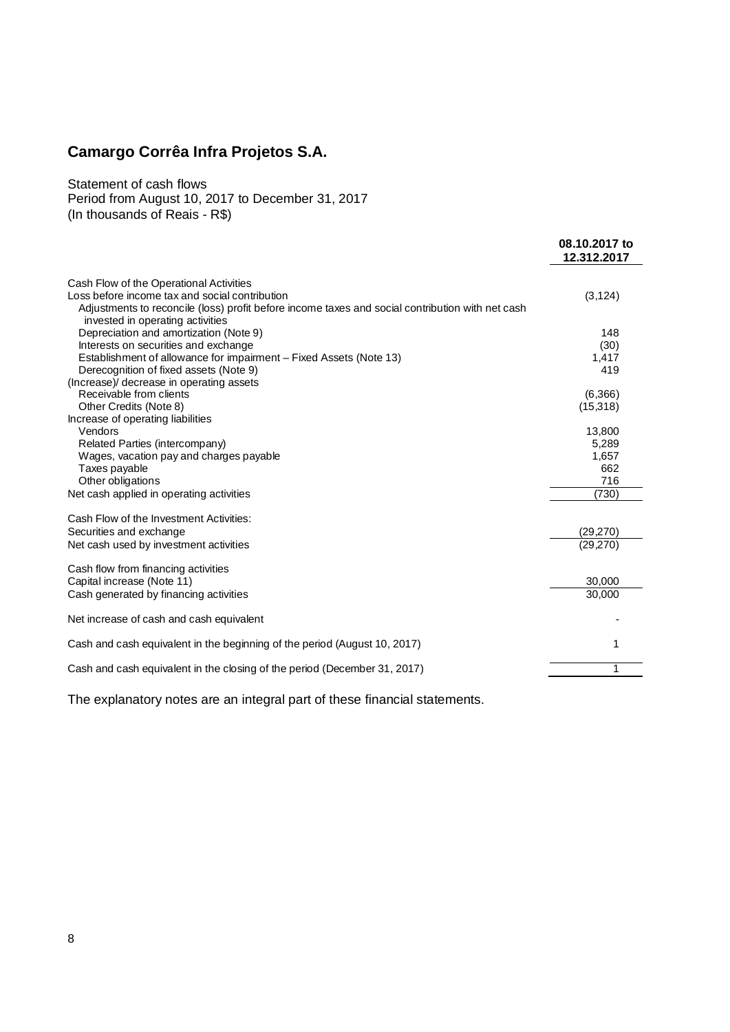# Camargo Corrêa Infra Projetos S.A.

Statement of cash flows
Period from August 10, 2017 to December 31, 2017
(In thousands of Reais - R$)

| | 08.10.2017 to 12.312.2017 |
|---|---|
| Cash Flow of the Operational Activities | |
| Loss before income tax and social contribution | (3,124) |
| Adjustments to reconcile (loss) profit before income taxes and social contribution with net cash invested in operating activities | |
| Depreciation and amortization (Note 9) | 148 |
| Interests on securities and exchange | (30) |
| Establishment of allowance for impairment – Fixed Assets (Note 13) | 1,417 |
| Derecognition of fixed assets (Note 9) | 419 |
| (Increase)/ decrease in operating assets | |
| Receivable from clients | (6,366) |
| Other Credits (Note 8) | (15,318) |
| Increase of operating liabilities | |
| Vendors | 13,800 |
| Related Parties (intercompany) | 5,289 |
| Wages, vacation pay and charges payable | 1,657 |
| Taxes payable | 662 |
| Other obligations | 716 |
| Net cash applied in operating activities | (730) |
| | |
| Cash Flow of the Investment Activities: | |
| Securities and exchange | (29,270) |
| Net cash used by investment activities | (29,270) |
| | |
| Cash flow from financing activities | |
| Capital increase (Note 11) | 30,000 |
| Cash generated by financing activities | 30,000 |
| | |
| Net increase of cash and cash equivalent | - |
| | |
| Cash and cash equivalent in the beginning of the period (August 10, 2017) | 1 |
| | |
| Cash and cash equivalent in the closing of the period (December 31, 2017) | 1 |

The explanatory notes are an integral part of these financial statements.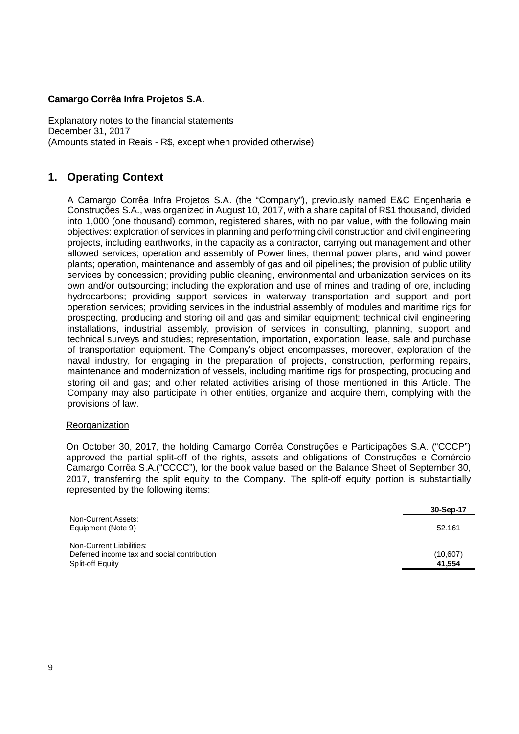**Camargo Corrêa Infra Projetos S.A.**

Explanatory notes to the financial statements
December 31, 2017
(Amounts stated in Reais - R$, except when provided otherwise)

## 1. Operating Context

A Camargo Corrêa Infra Projetos S.A. (the "Company"), previously named E&C Engenharia e Construções S.A., was organized in August 10, 2017, with a share capital of R$1 thousand, divided into 1,000 (one thousand) common, registered shares, with no par value, with the following main objectives: exploration of services in planning and performing civil construction and civil engineering projects, including earthworks, in the capacity as a contractor, carrying out management and other allowed services; operation and assembly of Power lines, thermal power plans, and wind power plants; operation, maintenance and assembly of gas and oil pipelines; the provision of public utility services by concession; providing public cleaning, environmental and urbanization services on its own and/or outsourcing; including the exploration and use of mines and trading of ore, including hydrocarbons; providing support services in waterway transportation and support and port operation services; providing services in the industrial assembly of modules and maritime rigs for prospecting, producing and storing oil and gas and similar equipment; technical civil engineering installations, industrial assembly, provision of services in consulting, planning, support and technical surveys and studies; representation, importation, exportation, lease, sale and purchase of transportation equipment. The Company's object encompasses, moreover, exploration of the naval industry, for engaging in the preparation of projects, construction, performing repairs, maintenance and modernization of vessels, including maritime rigs for prospecting, producing and storing oil and gas; and other related activities arising of those mentioned in this Article. The Company may also participate in other entities, organize and acquire them, complying with the provisions of law.

Reorganization

On October 30, 2017, the holding Camargo Corrêa Construções e Participações S.A. ("CCCP") approved the partial split-off of the rights, assets and obligations of Construções e Comércio Camargo Corrêa S.A.("CCCC"), for the book value based on the Balance Sheet of September 30, 2017, transferring the split equity to the Company. The split-off equity portion is substantially represented by the following items:

| | 30-Sep-17 |
|---|---|
| Non-Current Assets: | |
| Equipment (Note 9) | 52,161 |
| Non-Current Liabilities: | |
| Deferred income tax and social contribution | (10,607) |
| Split-off Equity | **41,554** |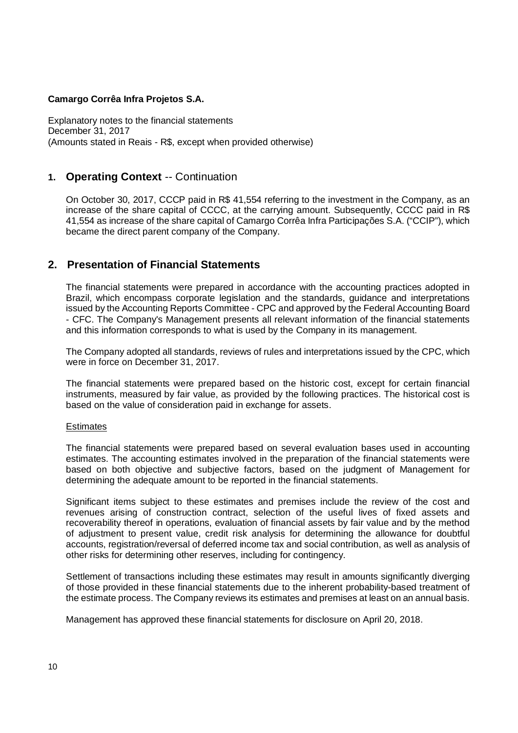## 1. Operating Context -- Continuation

On October 30, 2017, CCCP paid in R$ 41,554 referring to the investment in the Company, as an increase of the share capital of CCCC, at the carrying amount. Subsequently, CCCC paid in R$ 41,554 as increase of the share capital of Camargo Corrêa Infra Participações S.A. ("CCIP"), which became the direct parent company of the Company.

## 2. Presentation of Financial Statements

The financial statements were prepared in accordance with the accounting practices adopted in Brazil, which encompass corporate legislation and the standards, guidance and interpretations issued by the Accounting Reports Committee - CPC and approved by the Federal Accounting Board - CFC. The Company's Management presents all relevant information of the financial statements and this information corresponds to what is used by the Company in its management.

The Company adopted all standards, reviews of rules and interpretations issued by the CPC, which were in force on December 31, 2017.

The financial statements were prepared based on the historic cost, except for certain financial instruments, measured by fair value, as provided by the following practices. The historical cost is based on the value of consideration paid in exchange for assets.

Estimates

The financial statements were prepared based on several evaluation bases used in accounting estimates. The accounting estimates involved in the preparation of the financial statements were based on both objective and subjective factors, based on the judgment of Management for determining the adequate amount to be reported in the financial statements.

Significant items subject to these estimates and premises include the review of the cost and revenues arising of construction contract, selection of the useful lives of fixed assets and recoverability thereof in operations, evaluation of financial assets by fair value and by the method of adjustment to present value, credit risk analysis for determining the allowance for doubtful accounts, registration/reversal of deferred income tax and social contribution, as well as analysis of other risks for determining other reserves, including for contingency.

Settlement of transactions including these estimates may result in amounts significantly diverging of those provided in these financial statements due to the inherent probability-based treatment of the estimate process. The Company reviews its estimates and premises at least on an annual basis.

Management has approved these financial statements for disclosure on April 20, 2018.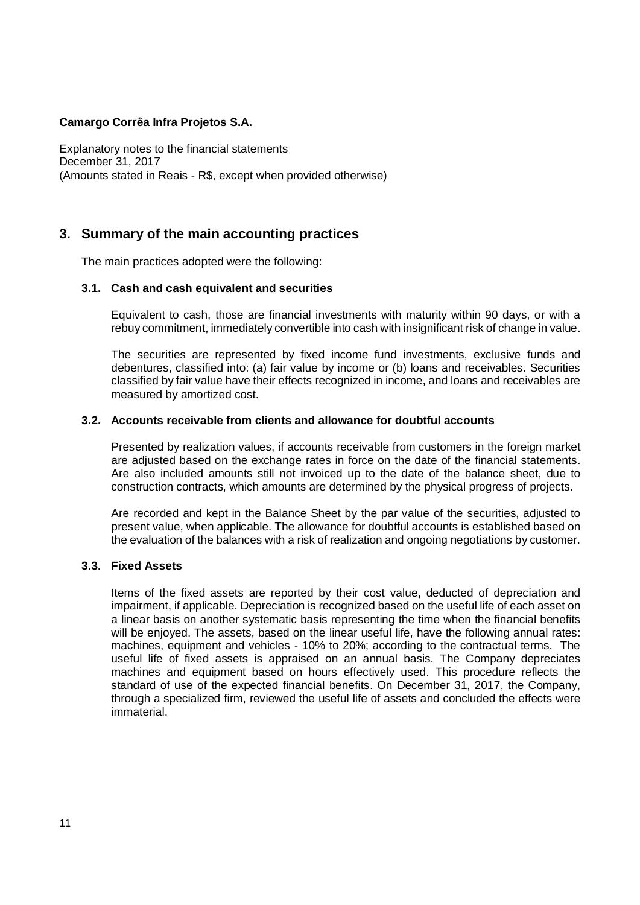**Camargo Corrêa Infra Projetos S.A.**

Explanatory notes to the financial statements
December 31, 2017
(Amounts stated in Reais - R$, except when provided otherwise)

## 3. Summary of the main accounting practices

The main practices adopted were the following:

### 3.1. Cash and cash equivalent and securities

Equivalent to cash, those are financial investments with maturity within 90 days, or with a rebuy commitment, immediately convertible into cash with insignificant risk of change in value.

The securities are represented by fixed income fund investments, exclusive funds and debentures, classified into: (a) fair value by income or (b) loans and receivables. Securities classified by fair value have their effects recognized in income, and loans and receivables are measured by amortized cost.

### 3.2. Accounts receivable from clients and allowance for doubtful accounts

Presented by realization values, if accounts receivable from customers in the foreign market are adjusted based on the exchange rates in force on the date of the financial statements. Are also included amounts still not invoiced up to the date of the balance sheet, due to construction contracts, which amounts are determined by the physical progress of projects.

Are recorded and kept in the Balance Sheet by the par value of the securities, adjusted to present value, when applicable. The allowance for doubtful accounts is established based on the evaluation of the balances with a risk of realization and ongoing negotiations by customer.

### 3.3. Fixed Assets

Items of the fixed assets are reported by their cost value, deducted of depreciation and impairment, if applicable. Depreciation is recognized based on the useful life of each asset on a linear basis on another systematic basis representing the time when the financial benefits will be enjoyed. The assets, based on the linear useful life, have the following annual rates: machines, equipment and vehicles - 10% to 20%; according to the contractual terms. The useful life of fixed assets is appraised on an annual basis. The Company depreciates machines and equipment based on hours effectively used. This procedure reflects the standard of use of the expected financial benefits. On December 31, 2017, the Company, through a specialized firm, reviewed the useful life of assets and concluded the effects were immaterial.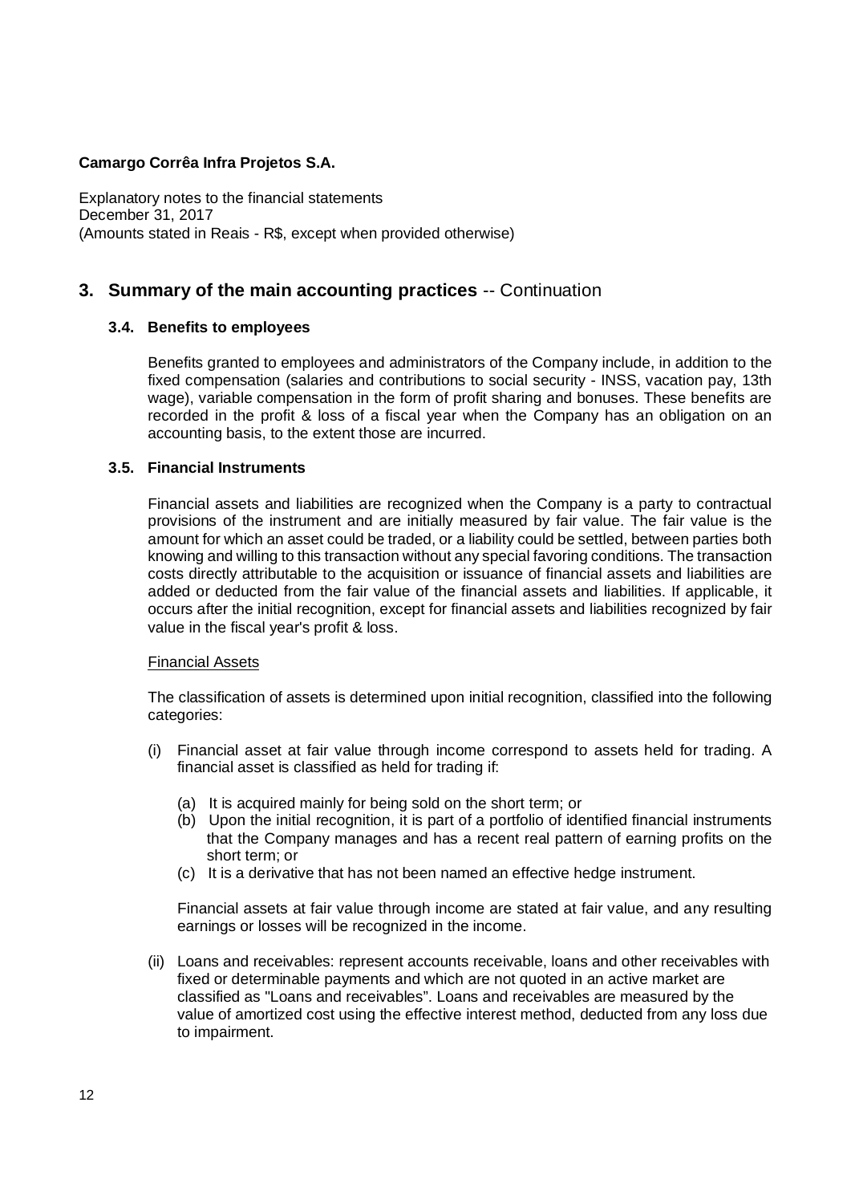**Camargo Corrêa Infra Projetos S.A.**

Explanatory notes to the financial statements
December 31, 2017
(Amounts stated in Reais - R$, except when provided otherwise)

## 3. Summary of the main accounting practices -- Continuation

### 3.4. Benefits to employees

Benefits granted to employees and administrators of the Company include, in addition to the fixed compensation (salaries and contributions to social security - INSS, vacation pay, 13th wage), variable compensation in the form of profit sharing and bonuses. These benefits are recorded in the profit & loss of a fiscal year when the Company has an obligation on an accounting basis, to the extent those are incurred.

### 3.5. Financial Instruments

Financial assets and liabilities are recognized when the Company is a party to contractual provisions of the instrument and are initially measured by fair value. The fair value is the amount for which an asset could be traded, or a liability could be settled, between parties both knowing and willing to this transaction without any special favoring conditions. The transaction costs directly attributable to the acquisition or issuance of financial assets and liabilities are added or deducted from the fair value of the financial assets and liabilities. If applicable, it occurs after the initial recognition, except for financial assets and liabilities recognized by fair value in the fiscal year's profit & loss.

<u>Financial Assets</u>

The classification of assets is determined upon initial recognition, classified into the following categories:

(i) Financial asset at fair value through income correspond to assets held for trading. A financial asset is classified as held for trading if:

   (a) It is acquired mainly for being sold on the short term; or
   (b) Upon the initial recognition, it is part of a portfolio of identified financial instruments that the Company manages and has a recent real pattern of earning profits on the short term; or
   (c) It is a derivative that has not been named an effective hedge instrument.

   Financial assets at fair value through income are stated at fair value, and any resulting earnings or losses will be recognized in the income.

(ii) Loans and receivables: represent accounts receivable, loans and other receivables with fixed or determinable payments and which are not quoted in an active market are classified as "Loans and receivables". Loans and receivables are measured by the value of amortized cost using the effective interest method, deducted from any loss due to impairment.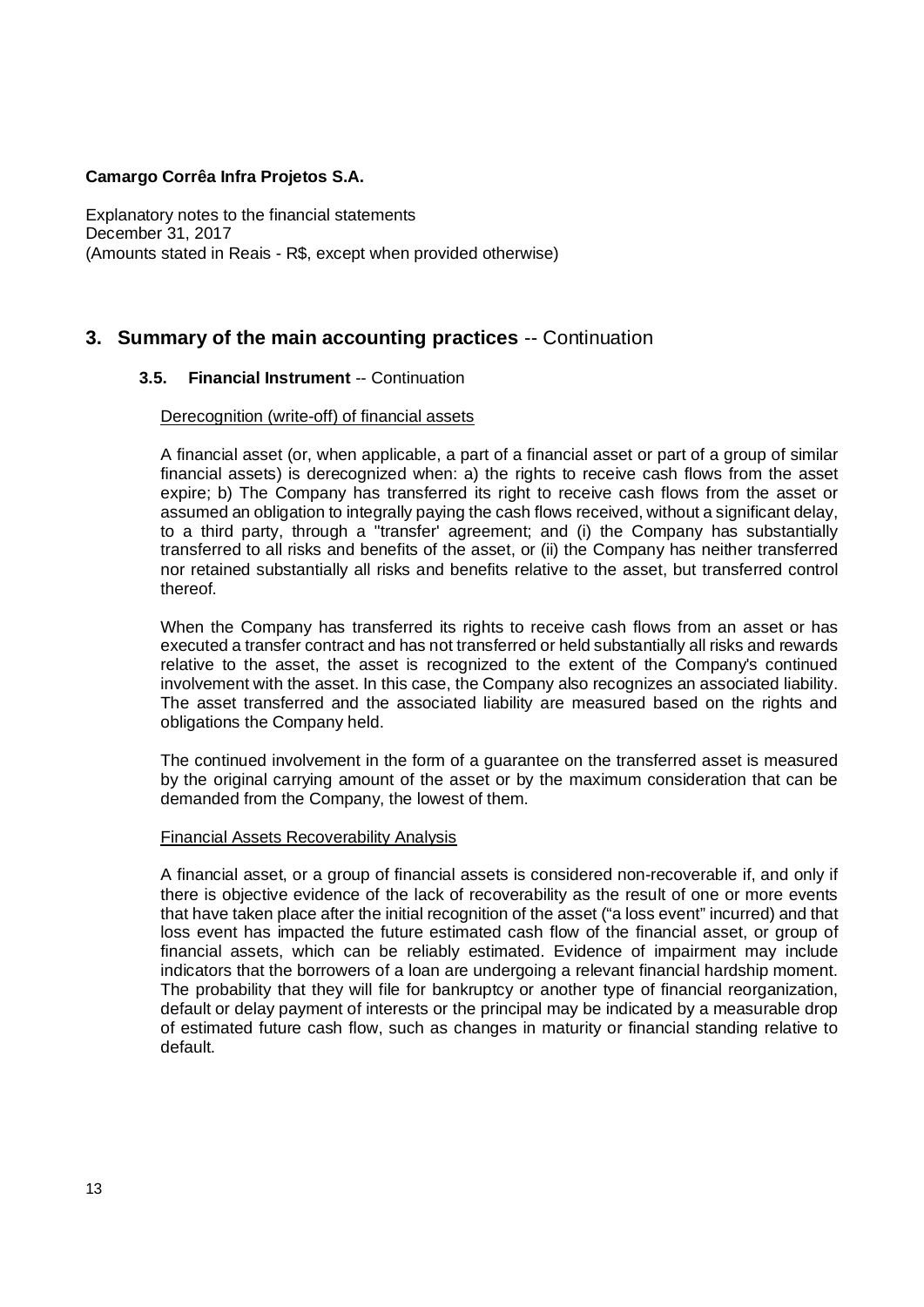## 3. Summary of the main accounting practices -- Continuation

### 3.5. Financial Instrument -- Continuation

Derecognition (write-off) of financial assets

A financial asset (or, when applicable, a part of a financial asset or part of a group of similar financial assets) is derecognized when: a) the rights to receive cash flows from the asset expire; b) The Company has transferred its right to receive cash flows from the asset or assumed an obligation to integrally paying the cash flows received, without a significant delay, to a third party, through a "transfer' agreement; and (i) the Company has substantially transferred to all risks and benefits of the asset, or (ii) the Company has neither transferred nor retained substantially all risks and benefits relative to the asset, but transferred control thereof.

When the Company has transferred its rights to receive cash flows from an asset or has executed a transfer contract and has not transferred or held substantially all risks and rewards relative to the asset, the asset is recognized to the extent of the Company's continued involvement with the asset. In this case, the Company also recognizes an associated liability. The asset transferred and the associated liability are measured based on the rights and obligations the Company held.

The continued involvement in the form of a guarantee on the transferred asset is measured by the original carrying amount of the asset or by the maximum consideration that can be demanded from the Company, the lowest of them.

Financial Assets Recoverability Analysis

A financial asset, or a group of financial assets is considered non-recoverable if, and only if there is objective evidence of the lack of recoverability as the result of one or more events that have taken place after the initial recognition of the asset ("a loss event" incurred) and that loss event has impacted the future estimated cash flow of the financial asset, or group of financial assets, which can be reliably estimated. Evidence of impairment may include indicators that the borrowers of a loan are undergoing a relevant financial hardship moment. The probability that they will file for bankruptcy or another type of financial reorganization, default or delay payment of interests or the principal may be indicated by a measurable drop of estimated future cash flow, such as changes in maturity or financial standing relative to default.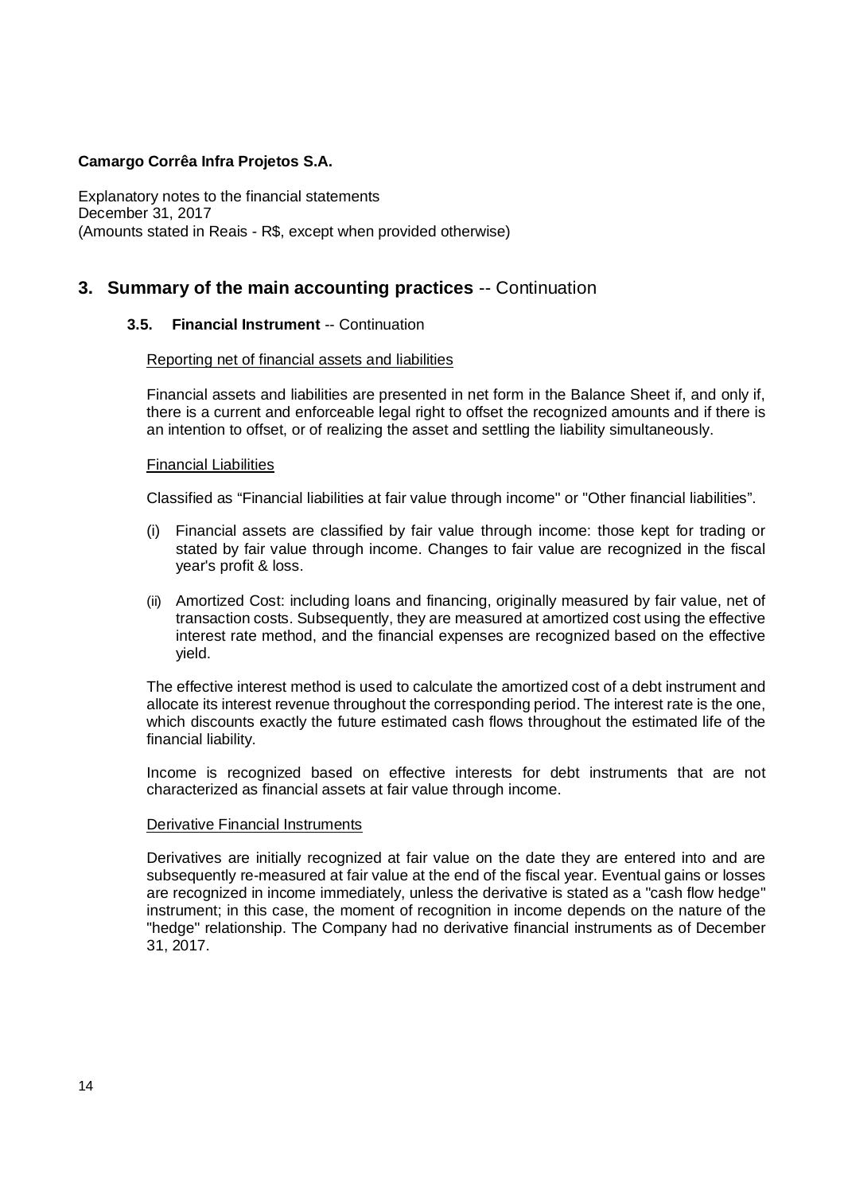**Camargo Corrêa Infra Projetos S.A.**

Explanatory notes to the financial statements
December 31, 2017
(Amounts stated in Reais - R$, except when provided otherwise)

## 3. Summary of the main accounting practices -- Continuation

### 3.5. Financial Instrument -- Continuation

<u>Reporting net of financial assets and liabilities</u>

Financial assets and liabilities are presented in net form in the Balance Sheet if, and only if, there is a current and enforceable legal right to offset the recognized amounts and if there is an intention to offset, or of realizing the asset and settling the liability simultaneously.

<u>Financial Liabilities</u>

Classified as "Financial liabilities at fair value through income" or "Other financial liabilities".

(i) Financial assets are classified by fair value through income: those kept for trading or stated by fair value through income. Changes to fair value are recognized in the fiscal year's profit & loss.

(ii) Amortized Cost: including loans and financing, originally measured by fair value, net of transaction costs. Subsequently, they are measured at amortized cost using the effective interest rate method, and the financial expenses are recognized based on the effective yield.

The effective interest method is used to calculate the amortized cost of a debt instrument and allocate its interest revenue throughout the corresponding period. The interest rate is the one, which discounts exactly the future estimated cash flows throughout the estimated life of the financial liability.

Income is recognized based on effective interests for debt instruments that are not characterized as financial assets at fair value through income.

<u>Derivative Financial Instruments</u>

Derivatives are initially recognized at fair value on the date they are entered into and are subsequently re-measured at fair value at the end of the fiscal year. Eventual gains or losses are recognized in income immediately, unless the derivative is stated as a "cash flow hedge" instrument; in this case, the moment of recognition in income depends on the nature of the "hedge" relationship. The Company had no derivative financial instruments as of December 31, 2017.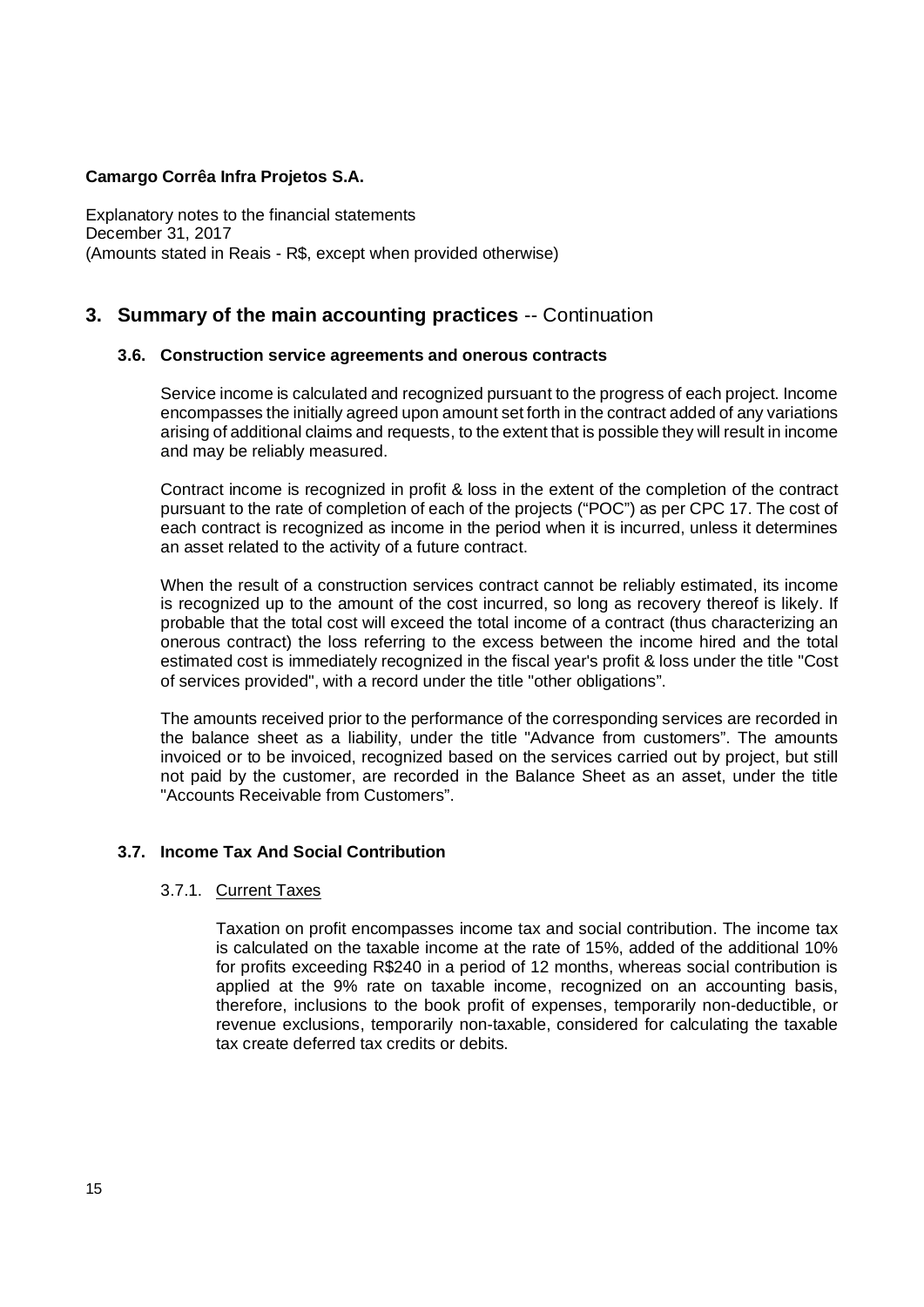**Camargo Corrêa Infra Projetos S.A.**

Explanatory notes to the financial statements
December 31, 2017
(Amounts stated in Reais - R$, except when provided otherwise)

## 3. Summary of the main accounting practices -- Continuation

### 3.6. Construction service agreements and onerous contracts

Service income is calculated and recognized pursuant to the progress of each project. Income encompasses the initially agreed upon amount set forth in the contract added of any variations arising of additional claims and requests, to the extent that is possible they will result in income and may be reliably measured.

Contract income is recognized in profit & loss in the extent of the completion of the contract pursuant to the rate of completion of each of the projects ("POC") as per CPC 17. The cost of each contract is recognized as income in the period when it is incurred, unless it determines an asset related to the activity of a future contract.

When the result of a construction services contract cannot be reliably estimated, its income is recognized up to the amount of the cost incurred, so long as recovery thereof is likely. If probable that the total cost will exceed the total income of a contract (thus characterizing an onerous contract) the loss referring to the excess between the income hired and the total estimated cost is immediately recognized in the fiscal year's profit & loss under the title "Cost of services provided", with a record under the title "other obligations".

The amounts received prior to the performance of the corresponding services are recorded in the balance sheet as a liability, under the title "Advance from customers". The amounts invoiced or to be invoiced, recognized based on the services carried out by project, but still not paid by the customer, are recorded in the Balance Sheet as an asset, under the title "Accounts Receivable from Customers".

### 3.7. Income Tax And Social Contribution

#### 3.7.1. Current Taxes

Taxation on profit encompasses income tax and social contribution. The income tax is calculated on the taxable income at the rate of 15%, added of the additional 10% for profits exceeding R$240 in a period of 12 months, whereas social contribution is applied at the 9% rate on taxable income, recognized on an accounting basis, therefore, inclusions to the book profit of expenses, temporarily non-deductible, or revenue exclusions, temporarily non-taxable, considered for calculating the taxable tax create deferred tax credits or debits.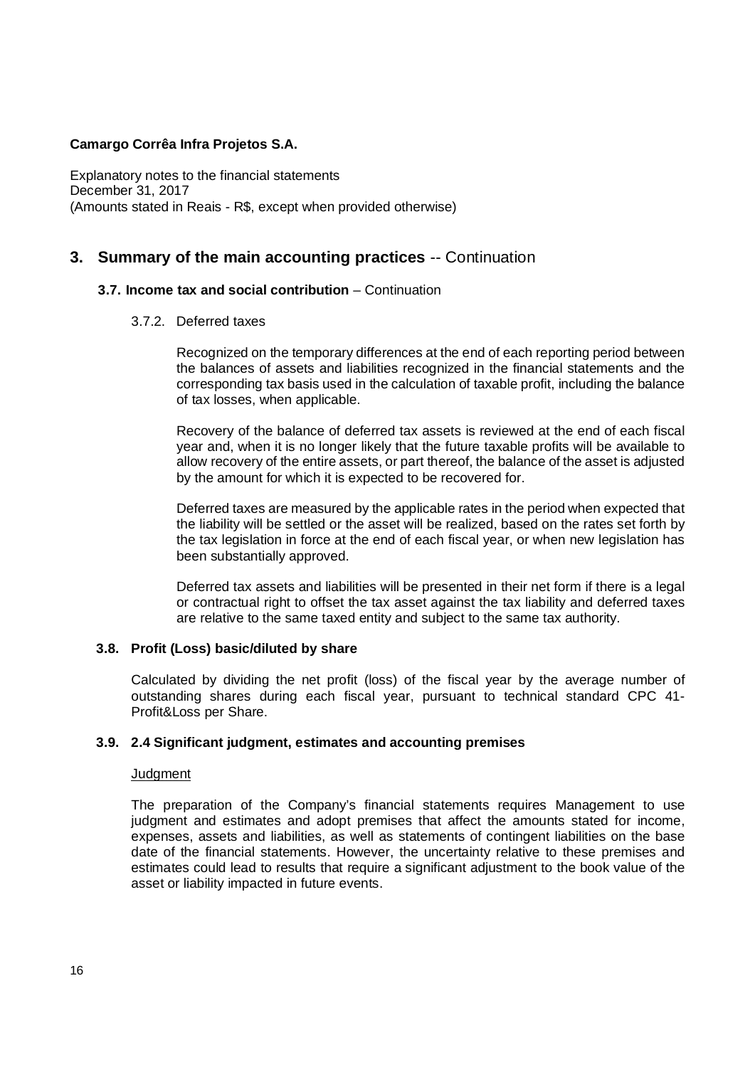**Camargo Corrêa Infra Projetos S.A.**

Explanatory notes to the financial statements
December 31, 2017
(Amounts stated in Reais - R$, except when provided otherwise)

## 3. Summary of the main accounting practices -- Continuation

### 3.7. Income tax and social contribution – Continuation

#### 3.7.2. Deferred taxes

Recognized on the temporary differences at the end of each reporting period between the balances of assets and liabilities recognized in the financial statements and the corresponding tax basis used in the calculation of taxable profit, including the balance of tax losses, when applicable.

Recovery of the balance of deferred tax assets is reviewed at the end of each fiscal year and, when it is no longer likely that the future taxable profits will be available to allow recovery of the entire assets, or part thereof, the balance of the asset is adjusted by the amount for which it is expected to be recovered for.

Deferred taxes are measured by the applicable rates in the period when expected that the liability will be settled or the asset will be realized, based on the rates set forth by the tax legislation in force at the end of each fiscal year, or when new legislation has been substantially approved.

Deferred tax assets and liabilities will be presented in their net form if there is a legal or contractual right to offset the tax asset against the tax liability and deferred taxes are relative to the same taxed entity and subject to the same tax authority.

### 3.8. Profit (Loss) basic/diluted by share

Calculated by dividing the net profit (loss) of the fiscal year by the average number of outstanding shares during each fiscal year, pursuant to technical standard CPC 41- Profit&Loss per Share.

### 3.9. 2.4 Significant judgment, estimates and accounting premises

Judgment

The preparation of the Company's financial statements requires Management to use judgment and estimates and adopt premises that affect the amounts stated for income, expenses, assets and liabilities, as well as statements of contingent liabilities on the base date of the financial statements. However, the uncertainty relative to these premises and estimates could lead to results that require a significant adjustment to the book value of the asset or liability impacted in future events.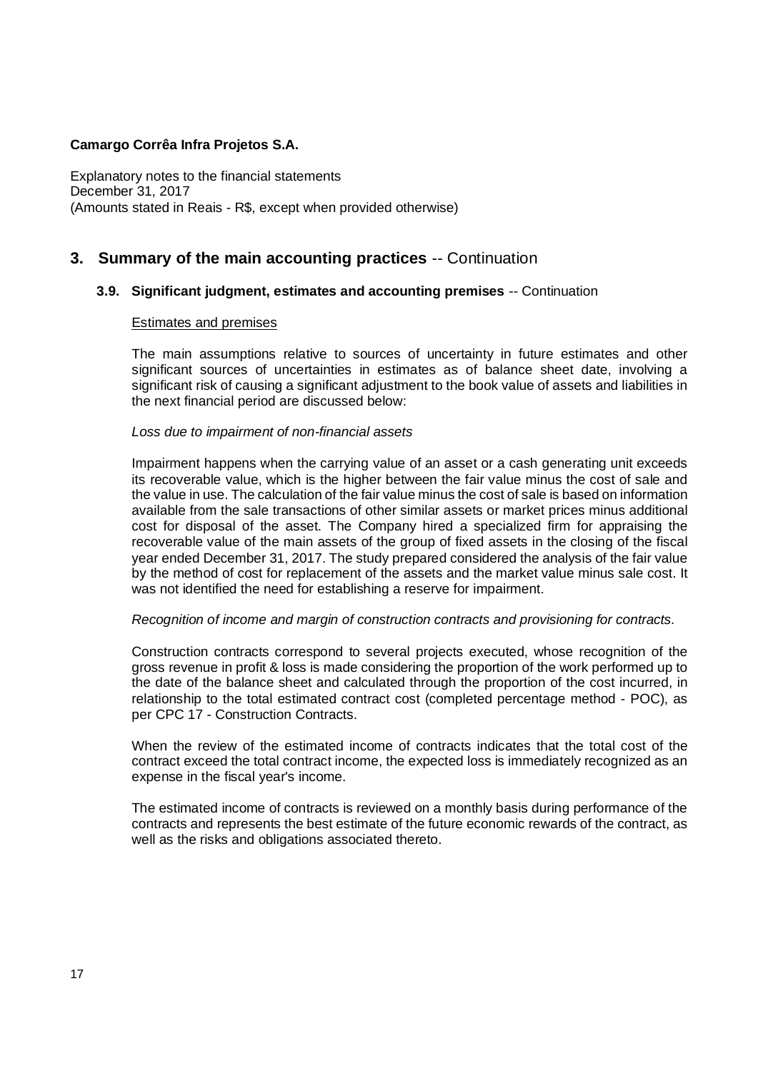**Camargo Corrêa Infra Projetos S.A.**

Explanatory notes to the financial statements
December 31, 2017
(Amounts stated in Reais - R$, except when provided otherwise)

## 3. Summary of the main accounting practices -- Continuation

### 3.9. Significant judgment, estimates and accounting premises -- Continuation

Estimates and premises

The main assumptions relative to sources of uncertainty in future estimates and other significant sources of uncertainties in estimates as of balance sheet date, involving a significant risk of causing a significant adjustment to the book value of assets and liabilities in the next financial period are discussed below:

*Loss due to impairment of non-financial assets*

Impairment happens when the carrying value of an asset or a cash generating unit exceeds its recoverable value, which is the higher between the fair value minus the cost of sale and the value in use. The calculation of the fair value minus the cost of sale is based on information available from the sale transactions of other similar assets or market prices minus additional cost for disposal of the asset. The Company hired a specialized firm for appraising the recoverable value of the main assets of the group of fixed assets in the closing of the fiscal year ended December 31, 2017. The study prepared considered the analysis of the fair value by the method of cost for replacement of the assets and the market value minus sale cost. It was not identified the need for establishing a reserve for impairment.

*Recognition of income and margin of construction contracts and provisioning for contracts.*

Construction contracts correspond to several projects executed, whose recognition of the gross revenue in profit & loss is made considering the proportion of the work performed up to the date of the balance sheet and calculated through the proportion of the cost incurred, in relationship to the total estimated contract cost (completed percentage method - POC), as per CPC 17 - Construction Contracts.

When the review of the estimated income of contracts indicates that the total cost of the contract exceed the total contract income, the expected loss is immediately recognized as an expense in the fiscal year's income.

The estimated income of contracts is reviewed on a monthly basis during performance of the contracts and represents the best estimate of the future economic rewards of the contract, as well as the risks and obligations associated thereto.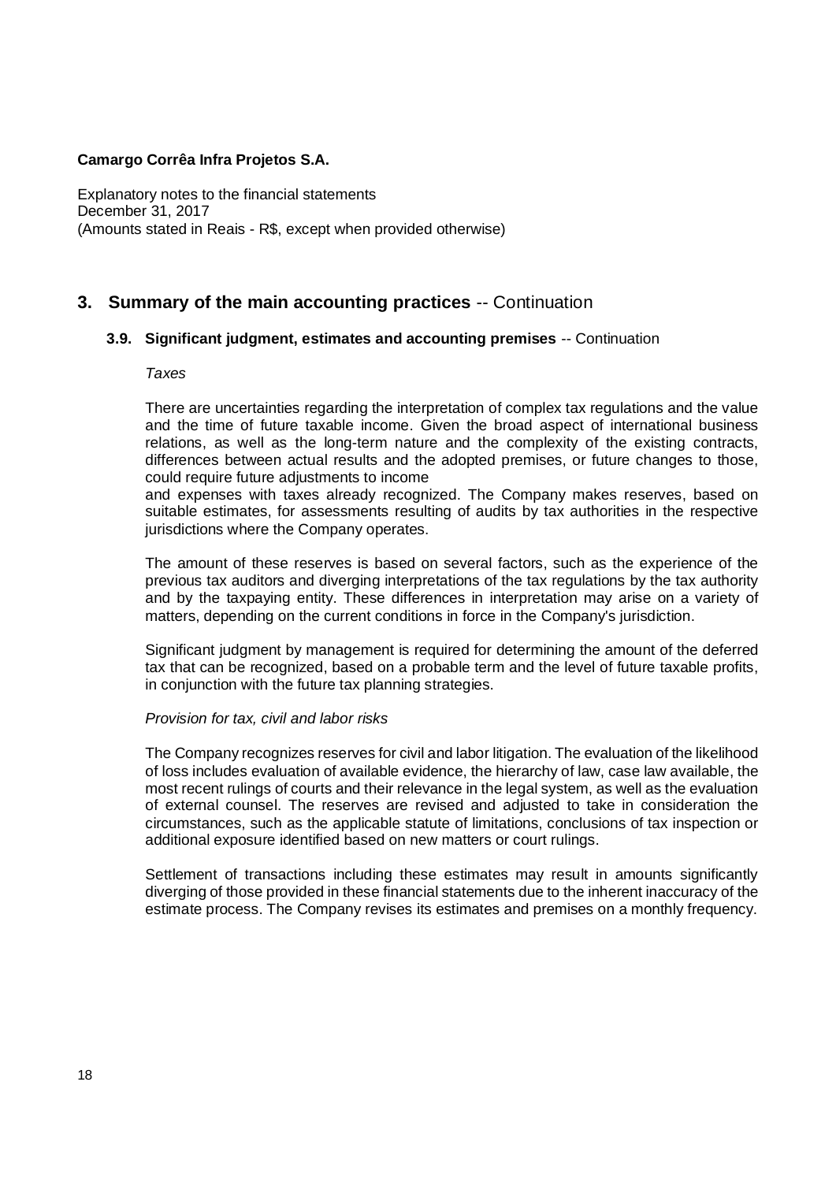## 3. Summary of the main accounting practices -- Continuation

### 3.9. Significant judgment, estimates and accounting premises -- Continuation

*Taxes*

There are uncertainties regarding the interpretation of complex tax regulations and the value and the time of future taxable income. Given the broad aspect of international business relations, as well as the long-term nature and the complexity of the existing contracts, differences between actual results and the adopted premises, or future changes to those, could require future adjustments to income and expenses with taxes already recognized. The Company makes reserves, based on suitable estimates, for assessments resulting of audits by tax authorities in the respective jurisdictions where the Company operates.

The amount of these reserves is based on several factors, such as the experience of the previous tax auditors and diverging interpretations of the tax regulations by the tax authority and by the taxpaying entity. These differences in interpretation may arise on a variety of matters, depending on the current conditions in force in the Company's jurisdiction.

Significant judgment by management is required for determining the amount of the deferred tax that can be recognized, based on a probable term and the level of future taxable profits, in conjunction with the future tax planning strategies.

*Provision for tax, civil and labor risks*

The Company recognizes reserves for civil and labor litigation. The evaluation of the likelihood of loss includes evaluation of available evidence, the hierarchy of law, case law available, the most recent rulings of courts and their relevance in the legal system, as well as the evaluation of external counsel. The reserves are revised and adjusted to take in consideration the circumstances, such as the applicable statute of limitations, conclusions of tax inspection or additional exposure identified based on new matters or court rulings.

Settlement of transactions including these estimates may result in amounts significantly diverging of those provided in these financial statements due to the inherent inaccuracy of the estimate process. The Company revises its estimates and premises on a monthly frequency.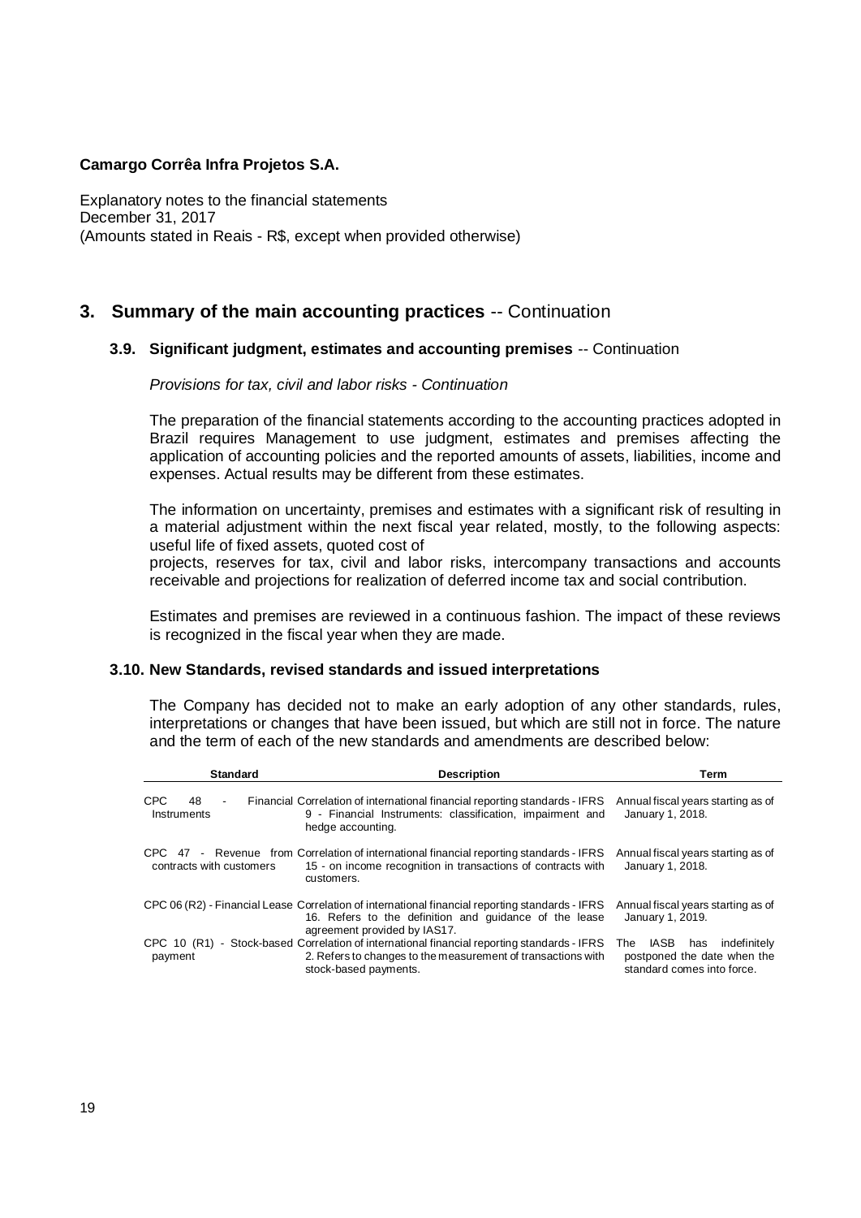**Camargo Corrêa Infra Projetos S.A.**

Explanatory notes to the financial statements
December 31, 2017
(Amounts stated in Reais - R$, except when provided otherwise)

## 3. Summary of the main accounting practices -- Continuation

### 3.9. Significant judgment, estimates and accounting premises -- Continuation

*Provisions for tax, civil and labor risks - Continuation*

The preparation of the financial statements according to the accounting practices adopted in Brazil requires Management to use judgment, estimates and premises affecting the application of accounting policies and the reported amounts of assets, liabilities, income and expenses. Actual results may be different from these estimates.

The information on uncertainty, premises and estimates with a significant risk of resulting in a material adjustment within the next fiscal year related, mostly, to the following aspects: useful life of fixed assets, quoted cost of
projects, reserves for tax, civil and labor risks, intercompany transactions and accounts receivable and projections for realization of deferred income tax and social contribution.

Estimates and premises are reviewed in a continuous fashion. The impact of these reviews is recognized in the fiscal year when they are made.

### 3.10. New Standards, revised standards and issued interpretations

The Company has decided not to make an early adoption of any other standards, rules, interpretations or changes that have been issued, but which are still not in force. The nature and the term of each of the new standards and amendments are described below:

| Standard | Description | Term |
|---|---|---|
| CPC 48 - Financial Instruments | Correlation of international financial reporting standards - IFRS 9 - Financial Instruments: classification, impairment and hedge accounting. | Annual fiscal years starting as of January 1, 2018. |
| CPC 47 - Revenue from contracts with customers | Correlation of international financial reporting standards - IFRS 15 - on income recognition in transactions of contracts with customers. | Annual fiscal years starting as of January 1, 2018. |
| CPC 06 (R2) - Financial Lease | Correlation of international financial reporting standards - IFRS 16. Refers to the definition and guidance of the lease agreement provided by IAS17. | Annual fiscal years starting as of January 1, 2019. |
| CPC 10 (R1) - Stock-based payment | Correlation of international financial reporting standards - IFRS 2. Refers to changes to the measurement of transactions with stock-based payments. | The IASB has indefinitely postponed the date when the standard comes into force. |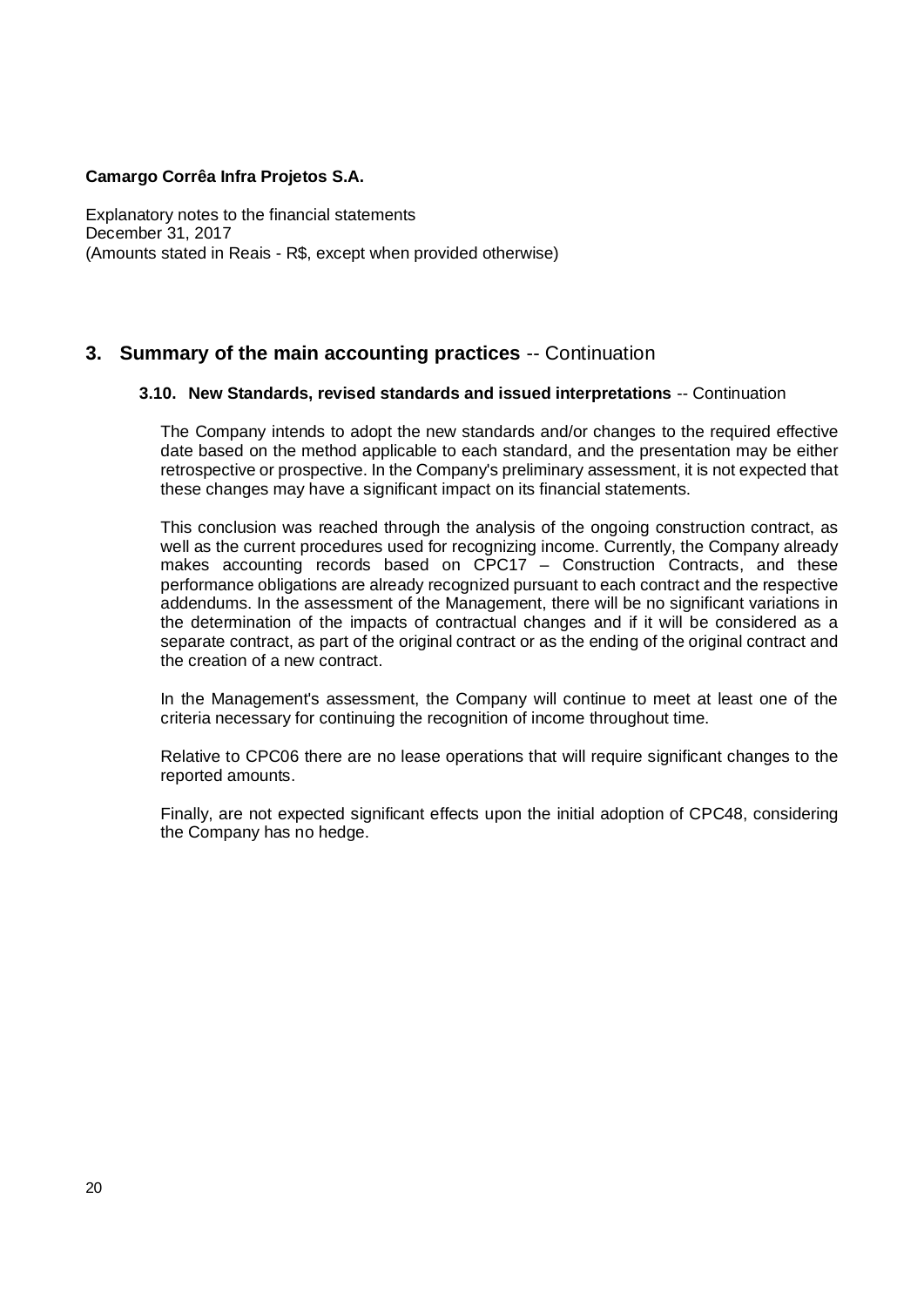**Camargo Corrêa Infra Projetos S.A.**

Explanatory notes to the financial statements
December 31, 2017
(Amounts stated in Reais - R$, except when provided otherwise)

## 3. Summary of the main accounting practices -- Continuation

### 3.10. New Standards, revised standards and issued interpretations -- Continuation

The Company intends to adopt the new standards and/or changes to the required effective date based on the method applicable to each standard, and the presentation may be either retrospective or prospective. In the Company's preliminary assessment, it is not expected that these changes may have a significant impact on its financial statements.

This conclusion was reached through the analysis of the ongoing construction contract, as well as the current procedures used for recognizing income. Currently, the Company already makes accounting records based on CPC17 – Construction Contracts, and these performance obligations are already recognized pursuant to each contract and the respective addendums. In the assessment of the Management, there will be no significant variations in the determination of the impacts of contractual changes and if it will be considered as a separate contract, as part of the original contract or as the ending of the original contract and the creation of a new contract.

In the Management's assessment, the Company will continue to meet at least one of the criteria necessary for continuing the recognition of income throughout time.

Relative to CPC06 there are no lease operations that will require significant changes to the reported amounts.

Finally, are not expected significant effects upon the initial adoption of CPC48, considering the Company has no hedge.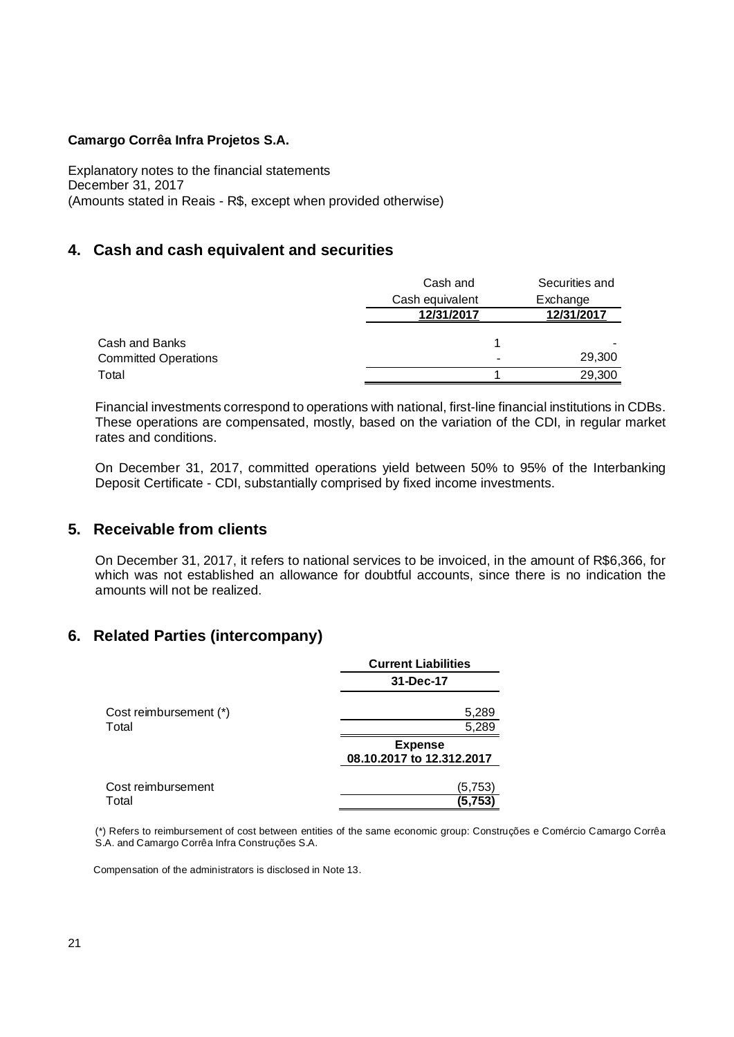**Camargo Corrêa Infra Projetos S.A.**

Explanatory notes to the financial statements
December 31, 2017
(Amounts stated in Reais - R$, except when provided otherwise)

## 4. Cash and cash equivalent and securities

| | Cash and Cash equivalent | Securities and Exchange |
|---|---|---|
| | 12/31/2017 | 12/31/2017 |
| Cash and Banks | 1 | - |
| Committed Operations | - | 29,300 |
| Total | 1 | 29,300 |

Financial investments correspond to operations with national, first-line financial institutions in CDBs. These operations are compensated, mostly, based on the variation of the CDI, in regular market rates and conditions.

On December 31, 2017, committed operations yield between 50% to 95% of the Interbanking Deposit Certificate - CDI, substantially comprised by fixed income investments.

## 5. Receivable from clients

On December 31, 2017, it refers to national services to be invoiced, in the amount of R$6,366, for which was not established an allowance for doubtful accounts, since there is no indication the amounts will not be realized.

## 6. Related Parties (intercompany)

| | **Current Liabilities** |
|---|---|
| | **31-Dec-17** |
| Cost reimbursement (*) | 5,289 |
| Total | 5,289 |

| | **Expense** |
|---|---|
| | **08.10.2017 to 12.312.2017** |
| Cost reimbursement | (5,753) |
| Total | **(5,753)** |

(*) Refers to reimbursement of cost between entities of the same economic group: Construções e Comércio Camargo Corrêa S.A. and Camargo Corrêa Infra Construções S.A.

Compensation of the administrators is disclosed in Note 13.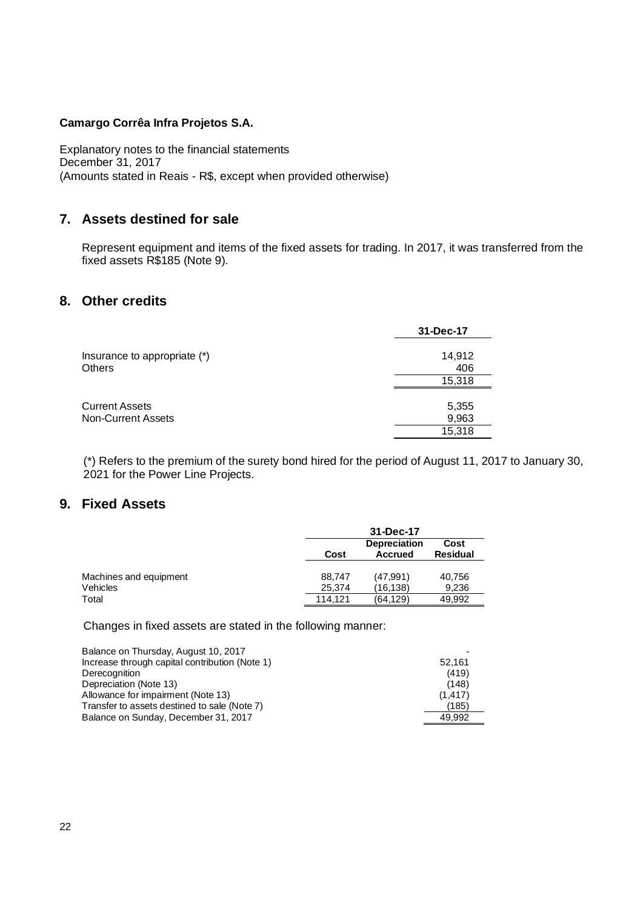**Camargo Corrêa Infra Projetos S.A.**

Explanatory notes to the financial statements
December 31, 2017
(Amounts stated in Reais - R$, except when provided otherwise)

## 7. Assets destined for sale

Represent equipment and items of the fixed assets for trading. In 2017, it was transferred from the fixed assets R$185 (Note 9).

## 8. Other credits

| | 31-Dec-17 |
|---|---|
| Insurance to appropriate (*) | 14,912 |
| Others | 406 |
| | 15,318 |
| | |
| Current Assets | 5,355 |
| Non-Current Assets | 9,963 |
| | 15,318 |

(*) Refers to the premium of the surety bond hired for the period of August 11, 2017 to January 30, 2021 for the Power Line Projects.

## 9. Fixed Assets

| | 31-Dec-17 | | |
|---|---|---|---|
| | Cost | Depreciation Accrued | Cost Residual |
| Machines and equipment | 88,747 | (47,991) | 40,756 |
| Vehicles | 25,374 | (16,138) | 9,236 |
| Total | 114,121 | (64,129) | 49,992 |

Changes in fixed assets are stated in the following manner:

| | |
|---|---|
| Balance on Thursday, August 10, 2017 | - |
| Increase through capital contribution (Note 1) | 52,161 |
| Derecognition | (419) |
| Depreciation (Note 13) | (148) |
| Allowance for impairment (Note 13) | (1,417) |
| Transfer to assets destined to sale (Note 7) | (185) |
| Balance on Sunday, December 31, 2017 | 49,992 |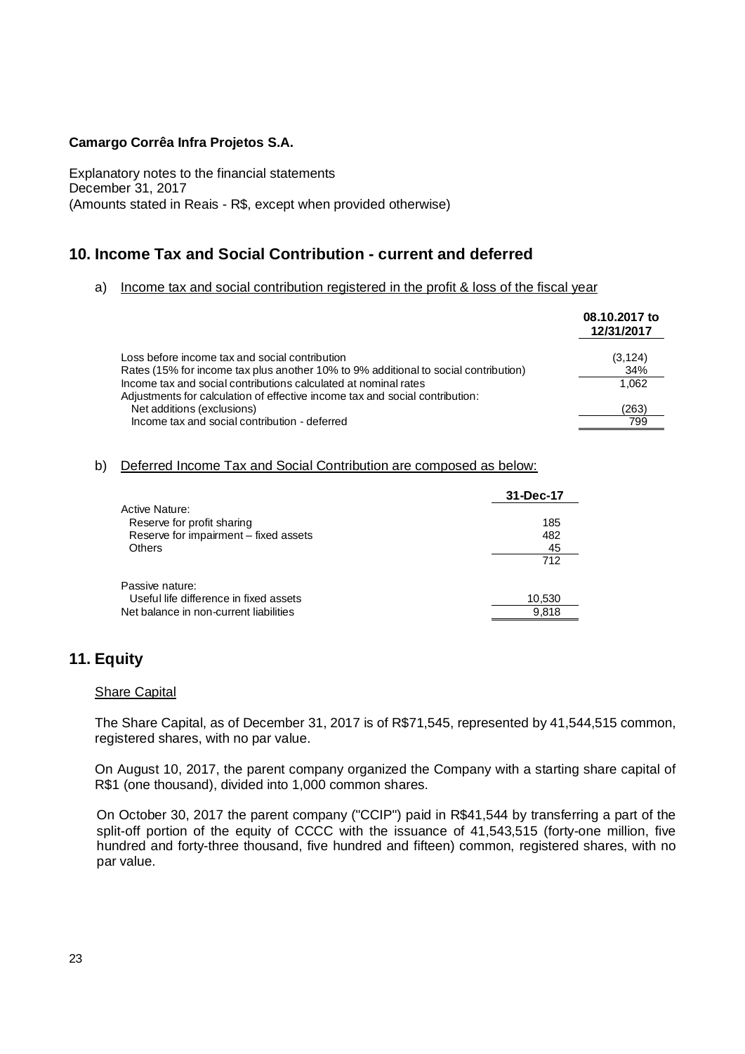**Camargo Corrêa Infra Projetos S.A.**

Explanatory notes to the financial statements
December 31, 2017
(Amounts stated in Reais - R$, except when provided otherwise)

## 10. Income Tax and Social Contribution - current and deferred

a) Income tax and social contribution registered in the profit & loss of the fiscal year

| | 08.10.2017 to 12/31/2017 |
|---|---|
| Loss before income tax and social contribution | (3,124) |
| Rates (15% for income tax plus another 10% to 9% additional to social contribution) | 34% |
| Income tax and social contributions calculated at nominal rates | 1,062 |
| Adjustments for calculation of effective income tax and social contribution: | |
| Net additions (exclusions) | (263) |
| Income tax and social contribution - deferred | 799 |

b) Deferred Income Tax and Social Contribution are composed as below:

| | 31-Dec-17 |
|---|---|
| Active Nature: | |
| Reserve for profit sharing | 185 |
| Reserve for impairment – fixed assets | 482 |
| Others | 45 |
| | 712 |
| Passive nature: | |
| Useful life difference in fixed assets | 10,530 |
| Net balance in non-current liabilities | 9,818 |

## 11. Equity

Share Capital

The Share Capital, as of December 31, 2017 is of R$71,545, represented by 41,544,515 common, registered shares, with no par value.

On August 10, 2017, the parent company organized the Company with a starting share capital of R$1 (one thousand), divided into 1,000 common shares.

On October 30, 2017 the parent company ("CCIP") paid in R$41,544 by transferring a part of the split-off portion of the equity of CCCC with the issuance of 41,543,515 (forty-one million, five hundred and forty-three thousand, five hundred and fifteen) common, registered shares, with no par value.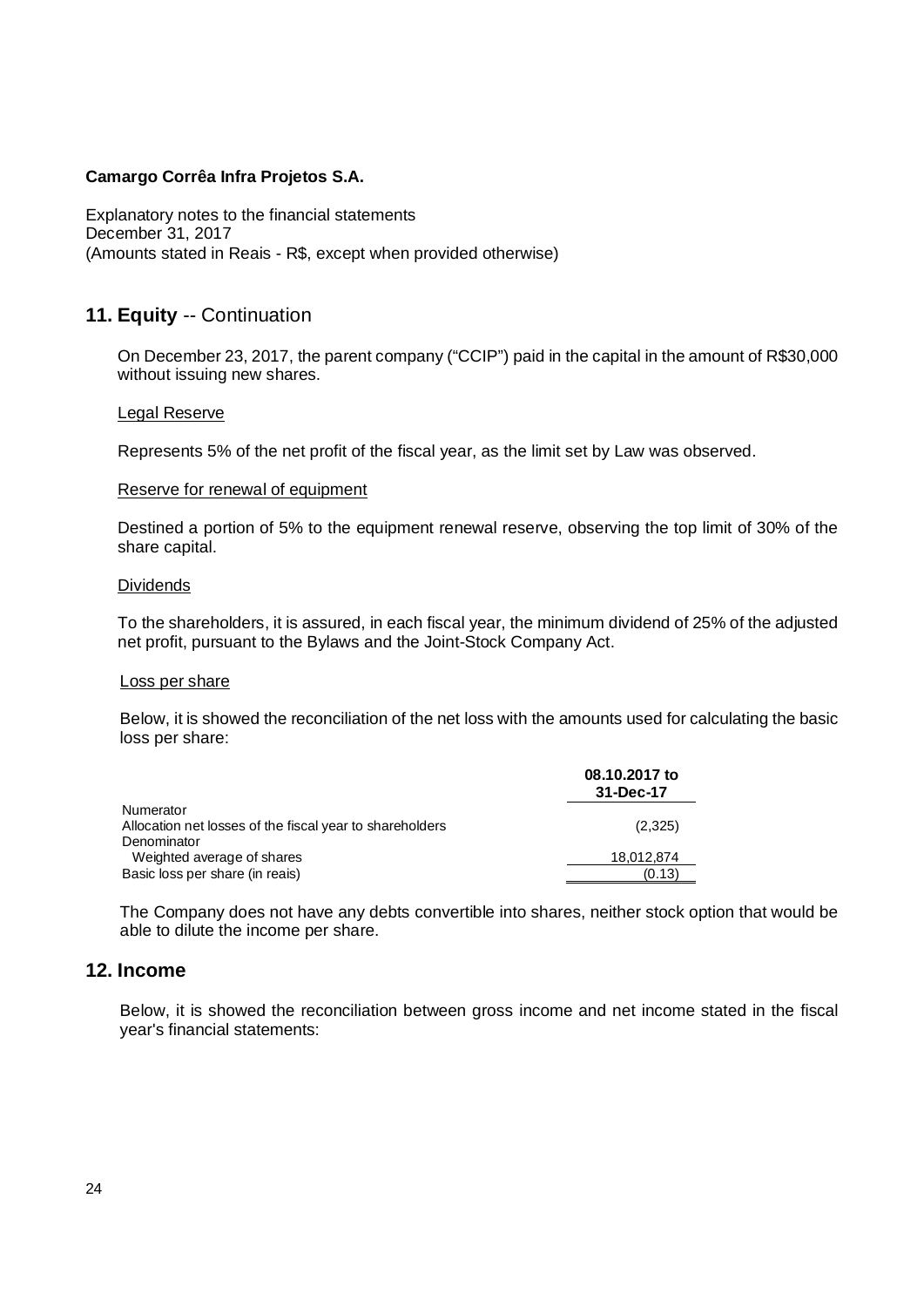**Camargo Corrêa Infra Projetos S.A.**

Explanatory notes to the financial statements
December 31, 2017
(Amounts stated in Reais - R$, except when provided otherwise)

## 11. Equity -- Continuation

On December 23, 2017, the parent company ("CCIP") paid in the capital in the amount of R$30,000 without issuing new shares.

Legal Reserve

Represents 5% of the net profit of the fiscal year, as the limit set by Law was observed.

Reserve for renewal of equipment

Destined a portion of 5% to the equipment renewal reserve, observing the top limit of 30% of the share capital.

Dividends

To the shareholders, it is assured, in each fiscal year, the minimum dividend of 25% of the adjusted net profit, pursuant to the Bylaws and the Joint-Stock Company Act.

Loss per share

Below, it is showed the reconciliation of the net loss with the amounts used for calculating the basic loss per share:

| | 08.10.2017 to 31-Dec-17 |
|---|---|
| Numerator | |
| Allocation net losses of the fiscal year to shareholders | (2,325) |
| Denominator | |
| Weighted average of shares | 18,012,874 |
| Basic loss per share (in reais) | (0.13) |

The Company does not have any debts convertible into shares, neither stock option that would be able to dilute the income per share.

## 12. Income

Below, it is showed the reconciliation between gross income and net income stated in the fiscal year's financial statements: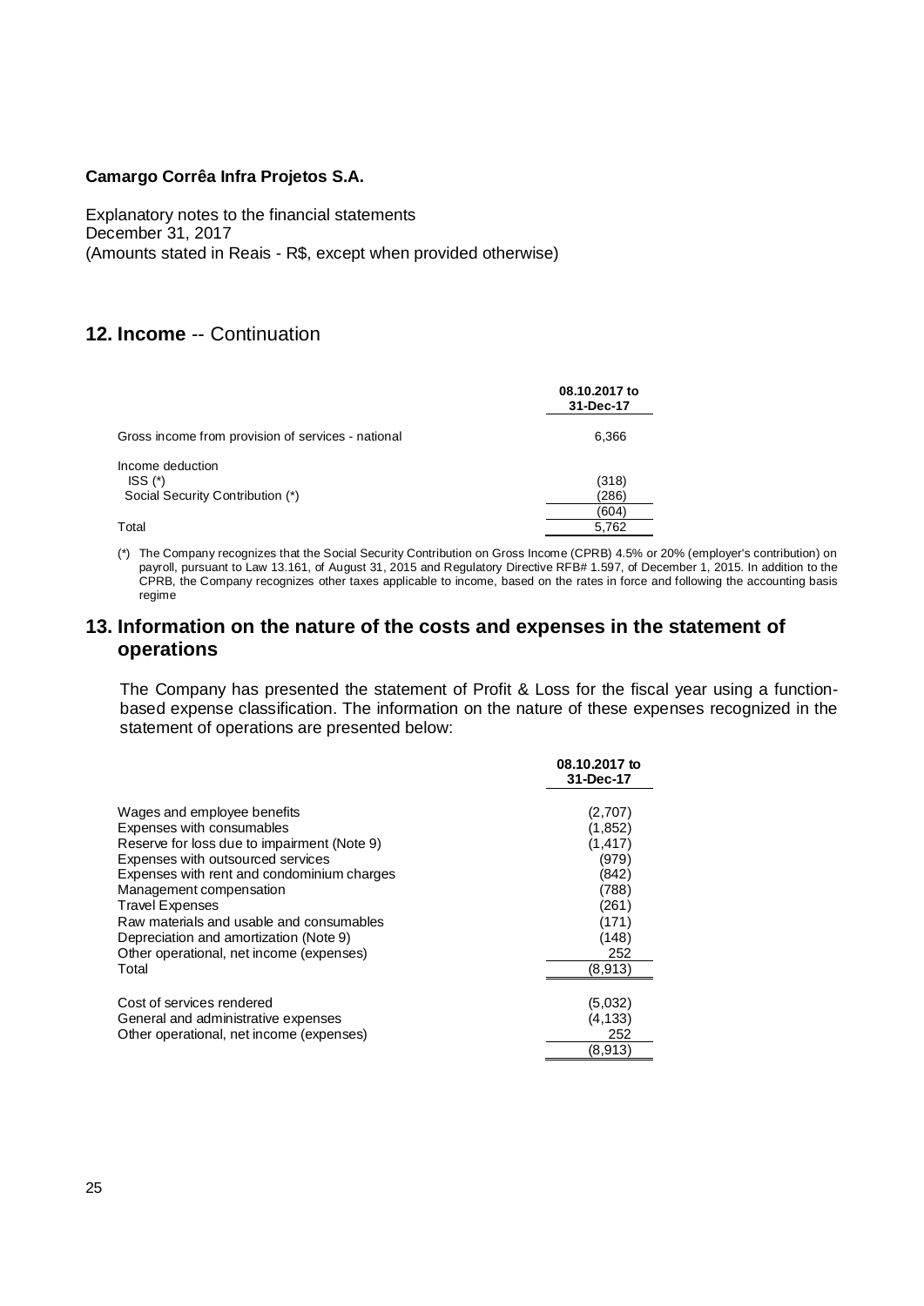**Camargo Corrêa Infra Projetos S.A.**

Explanatory notes to the financial statements
December 31, 2017
(Amounts stated in Reais - R$, except when provided otherwise)

## 12. Income -- Continuation

| | 08.10.2017 to 31-Dec-17 |
|---|---|
| Gross income from provision of services - national | 6,366 |
| Income deduction | |
| ISS (*) | (318) |
| Social Security Contribution (*) | (286) |
| | (604) |
| Total | 5,762 |

(*) The Company recognizes that the Social Security Contribution on Gross Income (CPRB) 4.5% or 20% (employer's contribution) on payroll, pursuant to Law 13.161, of August 31, 2015 and Regulatory Directive RFB# 1.597, of December 1, 2015. In addition to the CPRB, the Company recognizes other taxes applicable to income, based on the rates in force and following the accounting basis regime

## 13. Information on the nature of the costs and expenses in the statement of operations

The Company has presented the statement of Profit & Loss for the fiscal year using a function-based expense classification. The information on the nature of these expenses recognized in the statement of operations are presented below:

| | 08.10.2017 to 31-Dec-17 |
|---|---|
| Wages and employee benefits | (2,707) |
| Expenses with consumables | (1,852) |
| Reserve for loss due to impairment (Note 9) | (1,417) |
| Expenses with outsourced services | (979) |
| Expenses with rent and condominium charges | (842) |
| Management compensation | (788) |
| Travel Expenses | (261) |
| Raw materials and usable and consumables | (171) |
| Depreciation and amortization (Note 9) | (148) |
| Other operational, net income (expenses) | 252 |
| Total | (8,913) |
| | |
| Cost of services rendered | (5,032) |
| General and administrative expenses | (4,133) |
| Other operational, net income (expenses) | 252 |
| | (8,913) |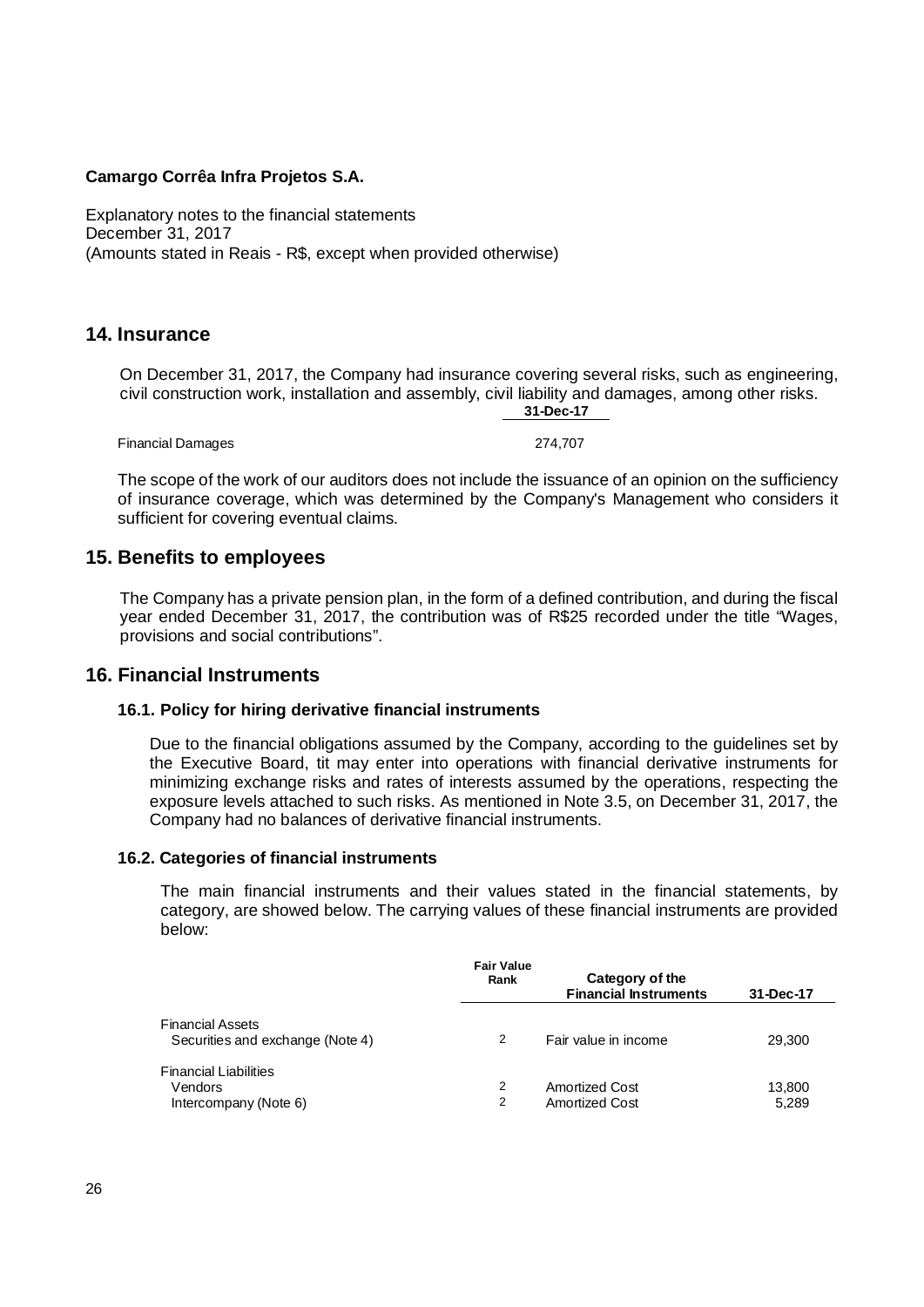**Camargo Corrêa Infra Projetos S.A.**

Explanatory notes to the financial statements
December 31, 2017
(Amounts stated in Reais - R$, except when provided otherwise)

## 14. Insurance

On December 31, 2017, the Company had insurance covering several risks, such as engineering, civil construction work, installation and assembly, civil liability and damages, among other risks.

| | 31-Dec-17 |
|---|---|
| Financial Damages | 274,707 |

The scope of the work of our auditors does not include the issuance of an opinion on the sufficiency of insurance coverage, which was determined by the Company's Management who considers it sufficient for covering eventual claims.

## 15. Benefits to employees

The Company has a private pension plan, in the form of a defined contribution, and during the fiscal year ended December 31, 2017, the contribution was of R$25 recorded under the title "Wages, provisions and social contributions".

## 16. Financial Instruments

### 16.1. Policy for hiring derivative financial instruments

Due to the financial obligations assumed by the Company, according to the guidelines set by the Executive Board, tit may enter into operations with financial derivative instruments for minimizing exchange risks and rates of interests assumed by the operations, respecting the exposure levels attached to such risks. As mentioned in Note 3.5, on December 31, 2017, the Company had no balances of derivative financial instruments.

### 16.2. Categories of financial instruments

The main financial instruments and their values stated in the financial statements, by category, are showed below. The carrying values of these financial instruments are provided below:

| | Fair Value Rank | Category of the Financial Instruments | 31-Dec-17 |
|---|---|---|---|
| Financial Assets | | | |
| Securities and exchange (Note 4) | 2 | Fair value in income | 29,300 |
| Financial Liabilities | | | |
| Vendors | 2 | Amortized Cost | 13,800 |
| Intercompany (Note 6) | 2 | Amortized Cost | 5,289 |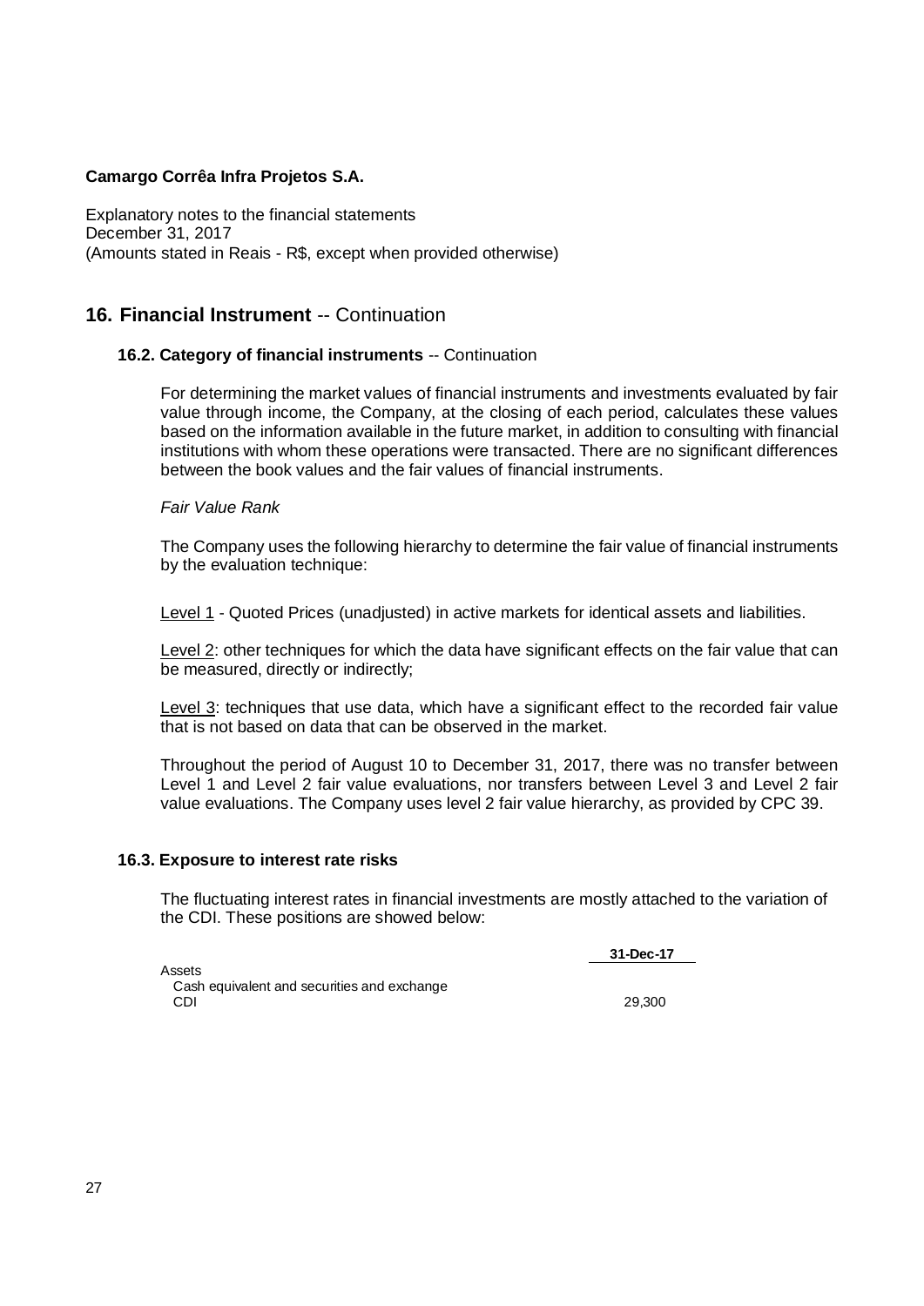**Camargo Corrêa Infra Projetos S.A.**

Explanatory notes to the financial statements
December 31, 2017
(Amounts stated in Reais - R$, except when provided otherwise)

## 16. Financial Instrument -- Continuation

### 16.2. Category of financial instruments -- Continuation

For determining the market values of financial instruments and investments evaluated by fair value through income, the Company, at the closing of each period, calculates these values based on the information available in the future market, in addition to consulting with financial institutions with whom these operations were transacted. There are no significant differences between the book values and the fair values of financial instruments.

*Fair Value Rank*

The Company uses the following hierarchy to determine the fair value of financial instruments by the evaluation technique:

Level 1 - Quoted Prices (unadjusted) in active markets for identical assets and liabilities.

Level 2: other techniques for which the data have significant effects on the fair value that can be measured, directly or indirectly;

Level 3: techniques that use data, which have a significant effect to the recorded fair value that is not based on data that can be observed in the market.

Throughout the period of August 10 to December 31, 2017, there was no transfer between Level 1 and Level 2 fair value evaluations, nor transfers between Level 3 and Level 2 fair value evaluations. The Company uses level 2 fair value hierarchy, as provided by CPC 39.

### 16.3. Exposure to interest rate risks

The fluctuating interest rates in financial investments are mostly attached to the variation of the CDI. These positions are showed below:

| | 31-Dec-17 |
|---|---|
| Assets | |
| Cash equivalent and securities and exchange | |
| CDI | 29,300 |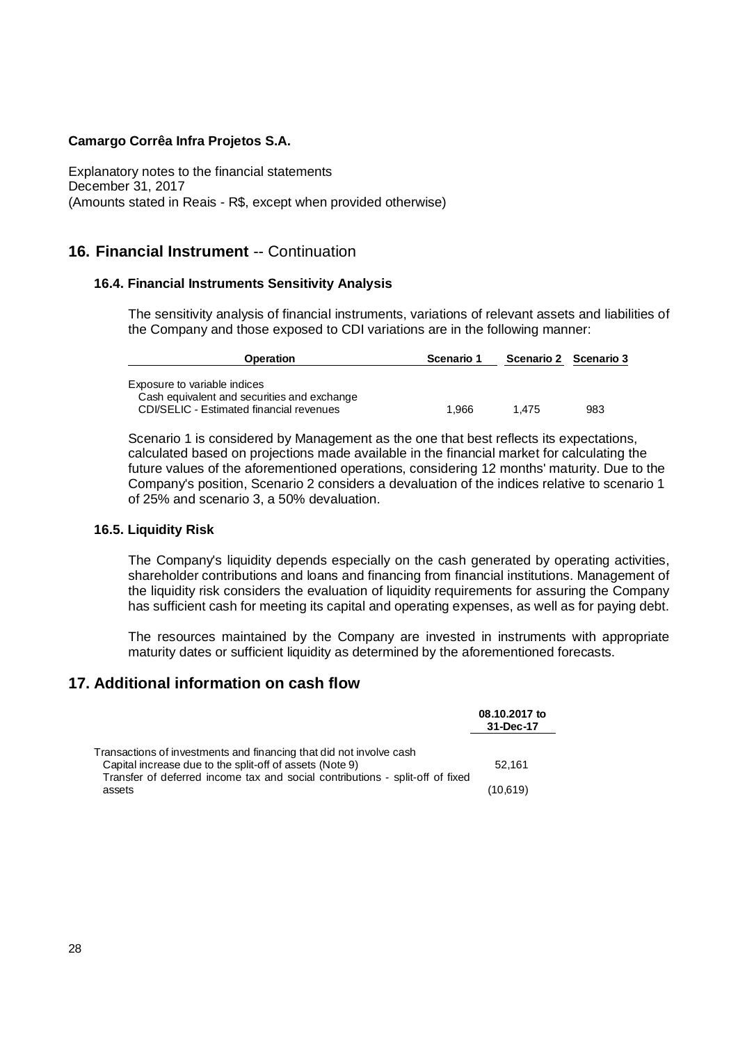**Camargo Corrêa Infra Projetos S.A.**

Explanatory notes to the financial statements
December 31, 2017
(Amounts stated in Reais - R$, except when provided otherwise)

## 16. Financial Instrument -- Continuation

### 16.4. Financial Instruments Sensitivity Analysis

The sensitivity analysis of financial instruments, variations of relevant assets and liabilities of the Company and those exposed to CDI variations are in the following manner:

| Operation | Scenario 1 | Scenario 2 | Scenario 3 |
|---|---|---|---|
| Exposure to variable indices | | | |
| Cash equivalent and securities and exchange CDI/SELIC - Estimated financial revenues | 1,966 | 1,475 | 983 |

Scenario 1 is considered by Management as the one that best reflects its expectations, calculated based on projections made available in the financial market for calculating the future values of the aforementioned operations, considering 12 months' maturity. Due to the Company's position, Scenario 2 considers a devaluation of the indices relative to scenario 1 of 25% and scenario 3, a 50% devaluation.

### 16.5. Liquidity Risk

The Company's liquidity depends especially on the cash generated by operating activities, shareholder contributions and loans and financing from financial institutions. Management of the liquidity risk considers the evaluation of liquidity requirements for assuring the Company has sufficient cash for meeting its capital and operating expenses, as well as for paying debt.

The resources maintained by the Company are invested in instruments with appropriate maturity dates or sufficient liquidity as determined by the aforementioned forecasts.

## 17. Additional information on cash flow

| | 08.10.2017 to 31-Dec-17 |
|---|---|
| Transactions of investments and financing that did not involve cash | |
| Capital increase due to the split-off of assets (Note 9) | 52,161 |
| Transfer of deferred income tax and social contributions - split-off of fixed assets | (10,619) |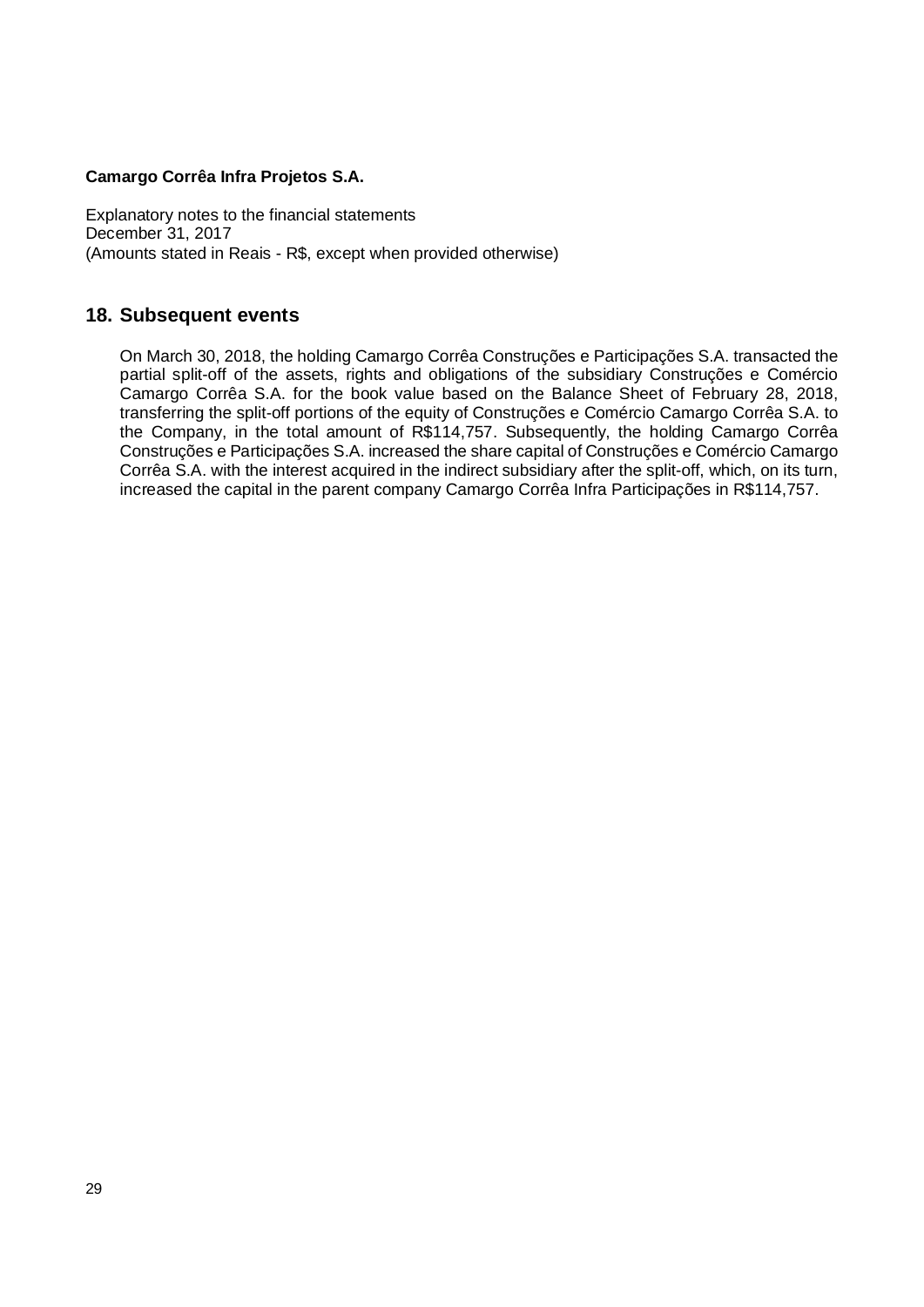**Camargo Corrêa Infra Projetos S.A.**

Explanatory notes to the financial statements
December 31, 2017
(Amounts stated in Reais - R$, except when provided otherwise)

## 18. Subsequent events

On March 30, 2018, the holding Camargo Corrêa Construções e Participações S.A. transacted the partial split-off of the assets, rights and obligations of the subsidiary Construções e Comércio Camargo Corrêa S.A. for the book value based on the Balance Sheet of February 28, 2018, transferring the split-off portions of the equity of Construções e Comércio Camargo Corrêa S.A. to the Company, in the total amount of R$114,757. Subsequently, the holding Camargo Corrêa Construções e Participações S.A. increased the share capital of Construções e Comércio Camargo Corrêa S.A. with the interest acquired in the indirect subsidiary after the split-off, which, on its turn, increased the capital in the parent company Camargo Corrêa Infra Participações in R$114,757.